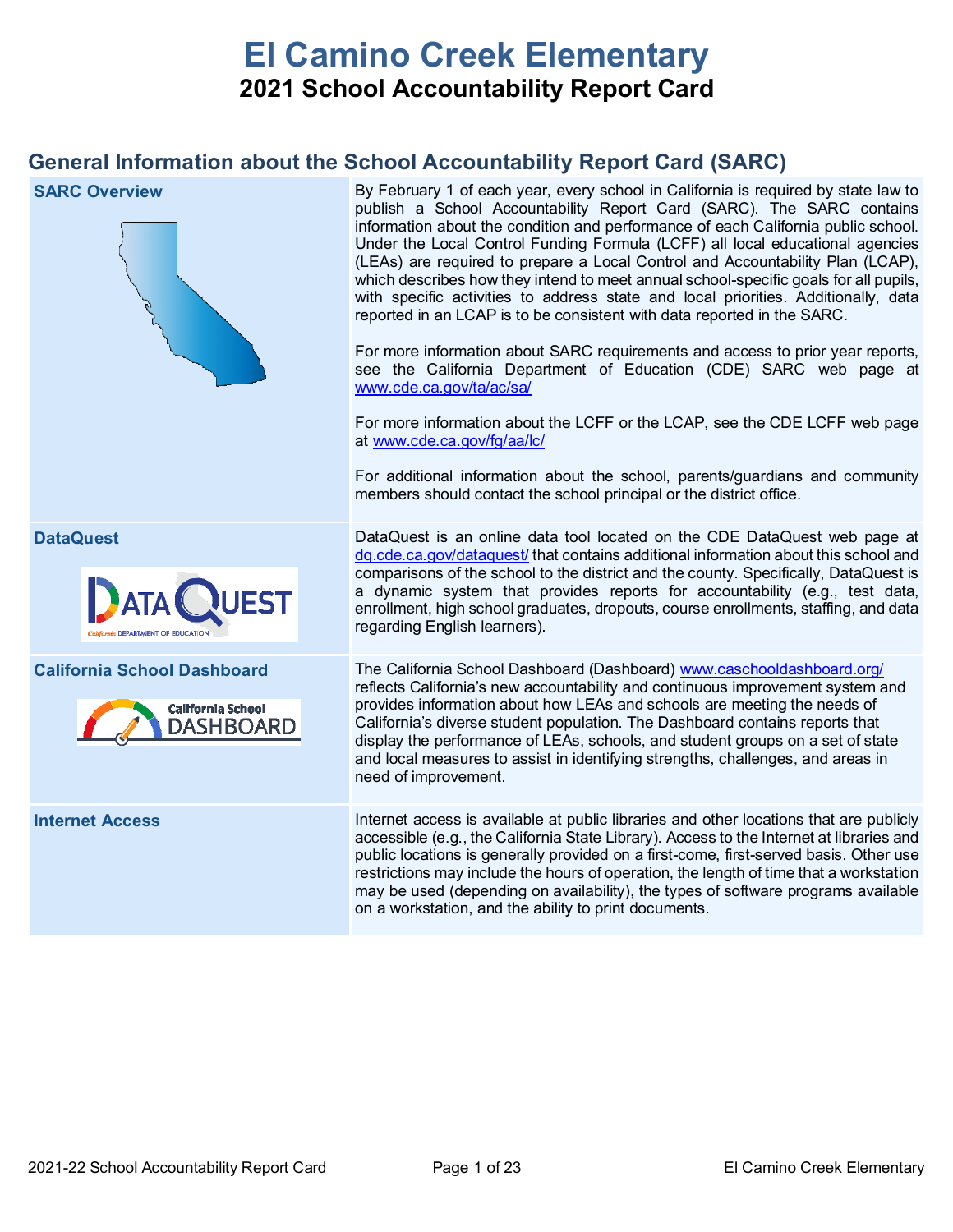# El Camino Creek Elementary

## 2021 School Accountability Report Card

## General Information about the School Accountability Report Card (SARC)

| | |
|---|---|
| **SARC Overview** | By February 1 of each year, every school in California is required by state law to publish a School Accountability Report Card (SARC). The SARC contains information about the condition and performance of each California public school. Under the Local Control Funding Formula (LCFF) all local educational agencies (LEAs) are required to prepare a Local Control and Accountability Plan (LCAP), which describes how they intend to meet annual school-specific goals for all pupils, with specific activities to address state and local priorities. Additionally, data reported in an LCAP is to be consistent with data reported in the SARC.<br><br>For more information about SARC requirements and access to prior year reports, see the California Department of Education (CDE) SARC web page at www.cde.ca.gov/ta/ac/sa/<br><br>For more information about the LCFF or the LCAP, see the CDE LCFF web page at www.cde.ca.gov/fg/aa/lc/<br><br>For additional information about the school, parents/guardians and community members should contact the school principal or the district office. |
| **DataQuest** | DataQuest is an online data tool located on the CDE DataQuest web page at dq.cde.ca.gov/dataquest/ that contains additional information about this school and comparisons of the school to the district and the county. Specifically, DataQuest is a dynamic system that provides reports for accountability (e.g., test data, enrollment, high school graduates, dropouts, course enrollments, staffing, and data regarding English learners). |
| **California School Dashboard** | The California School Dashboard (Dashboard) www.caschooldashboard.org/ reflects California's new accountability and continuous improvement system and provides information about how LEAs and schools are meeting the needs of California's diverse student population. The Dashboard contains reports that display the performance of LEAs, schools, and student groups on a set of state and local measures to assist in identifying strengths, challenges, and areas in need of improvement. |
| **Internet Access** | Internet access is available at public libraries and other locations that are publicly accessible (e.g., the California State Library). Access to the Internet at libraries and public locations is generally provided on a first-come, first-served basis. Other use restrictions may include the hours of operation, the length of time that a workstation may be used (depending on availability), the types of software programs available on a workstation, and the ability to print documents. |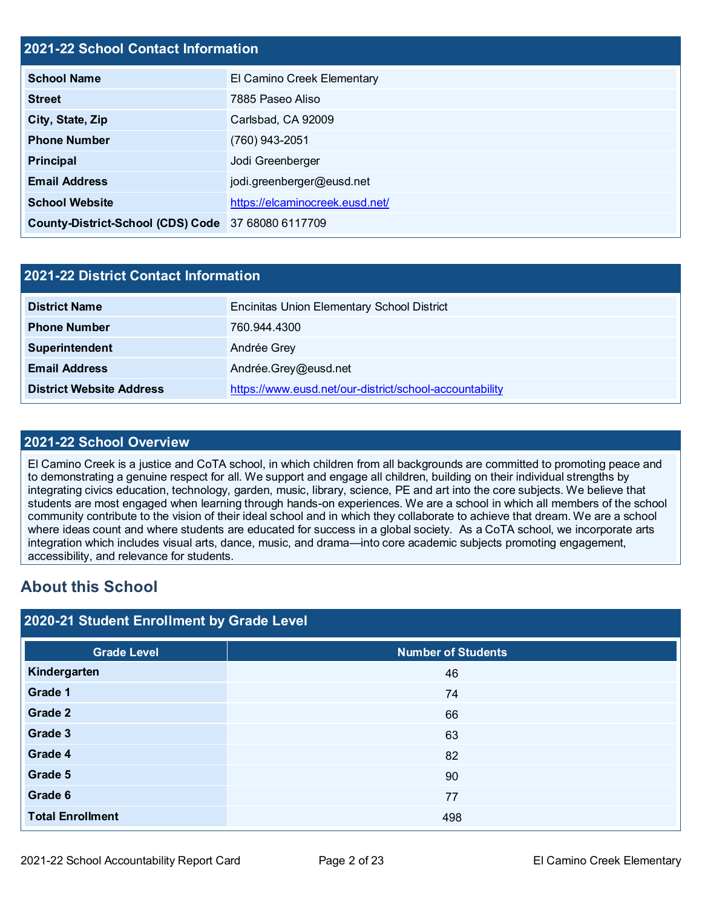## 2021-22 School Contact Information

| | |
|---|---|
| **School Name** | El Camino Creek Elementary |
| **Street** | 7885 Paseo Aliso |
| **City, State, Zip** | Carlsbad, CA 92009 |
| **Phone Number** | (760) 943-2051 |
| **Principal** | Jodi Greenberger |
| **Email Address** | jodi.greenberger@eusd.net |
| **School Website** | https://elcaminocreek.eusd.net/ |
| **County-District-School (CDS) Code** | 37 68080 6117709 |

## 2021-22 District Contact Information

| | |
|---|---|
| **District Name** | Encinitas Union Elementary School District |
| **Phone Number** | 760.944.4300 |
| **Superintendent** | Andrée Grey |
| **Email Address** | Andrée.Grey@eusd.net |
| **District Website Address** | https://www.eusd.net/our-district/school-accountability |

## 2021-22 School Overview

El Camino Creek is a justice and CoTA school, in which children from all backgrounds are committed to promoting peace and to demonstrating a genuine respect for all. We support and engage all children, building on their individual strengths by integrating civics education, technology, garden, music, library, science, PE and art into the core subjects. We believe that students are most engaged when learning through hands-on experiences. We are a school in which all members of the school community contribute to the vision of their ideal school and in which they collaborate to achieve that dream. We are a school where ideas count and where students are educated for success in a global society. As a CoTA school, we incorporate arts integration which includes visual arts, dance, music, and drama—into core academic subjects promoting engagement, accessibility, and relevance for students.

# About this School

## 2020-21 Student Enrollment by Grade Level

| Grade Level | Number of Students |
|---|---|
| **Kindergarten** | 46 |
| **Grade 1** | 74 |
| **Grade 2** | 66 |
| **Grade 3** | 63 |
| **Grade 4** | 82 |
| **Grade 5** | 90 |
| **Grade 6** | 77 |
| **Total Enrollment** | 498 |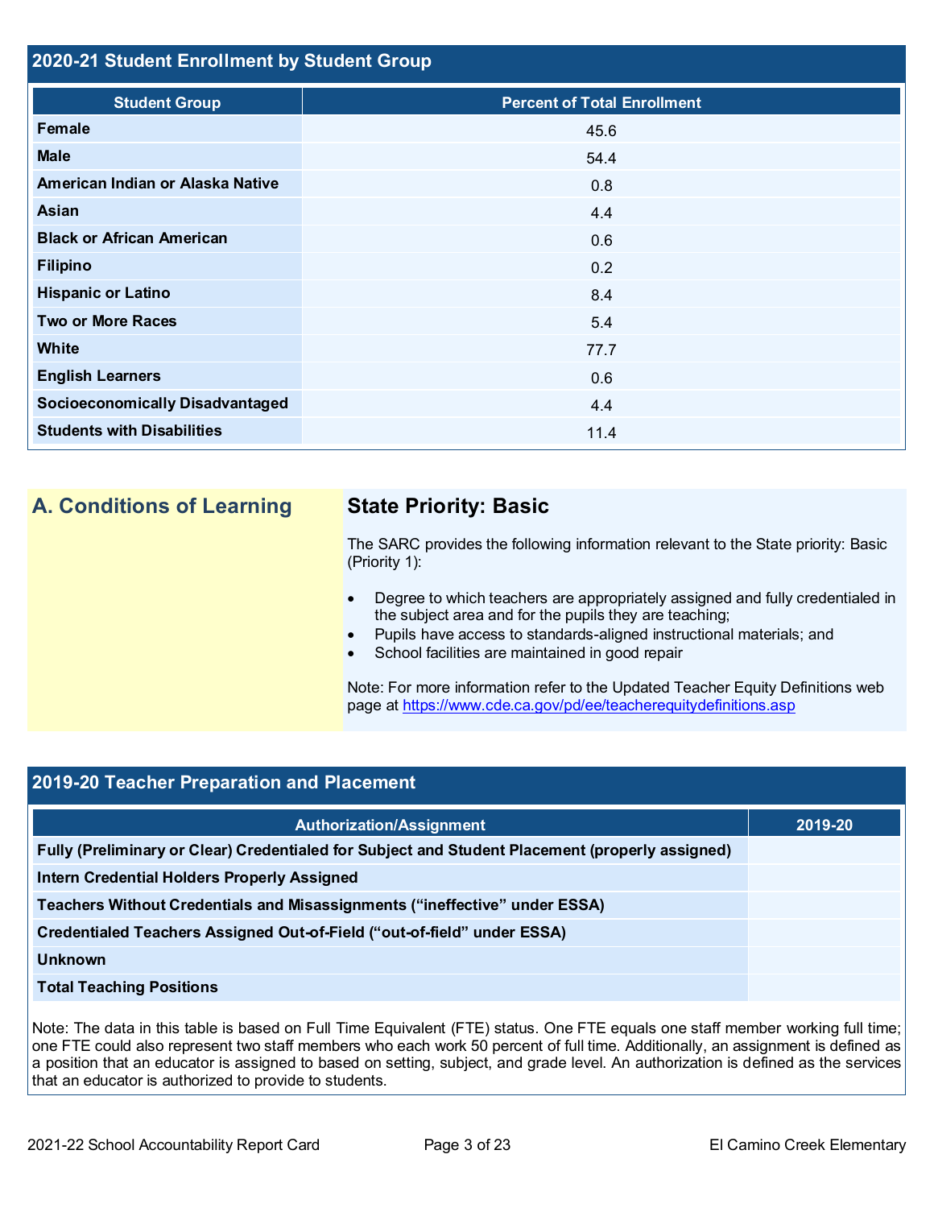## 2020-21 Student Enrollment by Student Group

| Student Group | Percent of Total Enrollment |
|---|---|
| Female | 45.6 |
| Male | 54.4 |
| American Indian or Alaska Native | 0.8 |
| Asian | 4.4 |
| Black or African American | 0.6 |
| Filipino | 0.2 |
| Hispanic or Latino | 8.4 |
| Two or More Races | 5.4 |
| White | 77.7 |
| English Learners | 0.6 |
| Socioeconomically Disadvantaged | 4.4 |
| Students with Disabilities | 11.4 |

## A. Conditions of Learning

### State Priority: Basic

The SARC provides the following information relevant to the State priority: Basic (Priority 1):

- Degree to which teachers are appropriately assigned and fully credentialed in the subject area and for the pupils they are teaching;
- Pupils have access to standards-aligned instructional materials; and
- School facilities are maintained in good repair

Note: For more information refer to the Updated Teacher Equity Definitions web page at https://www.cde.ca.gov/pd/ee/teacherequitydefinitions.asp

## 2019-20 Teacher Preparation and Placement

| Authorization/Assignment | 2019-20 |
|---|---|
| Fully (Preliminary or Clear) Credentialed for Subject and Student Placement (properly assigned) | |
| Intern Credential Holders Properly Assigned | |
| Teachers Without Credentials and Misassignments (“ineffective” under ESSA) | |
| Credentialed Teachers Assigned Out-of-Field (“out-of-field” under ESSA) | |
| Unknown | |
| Total Teaching Positions | |

Note: The data in this table is based on Full Time Equivalent (FTE) status. One FTE equals one staff member working full time; one FTE could also represent two staff members who each work 50 percent of full time. Additionally, an assignment is defined as a position that an educator is assigned to based on setting, subject, and grade level. An authorization is defined as the services that an educator is authorized to provide to students.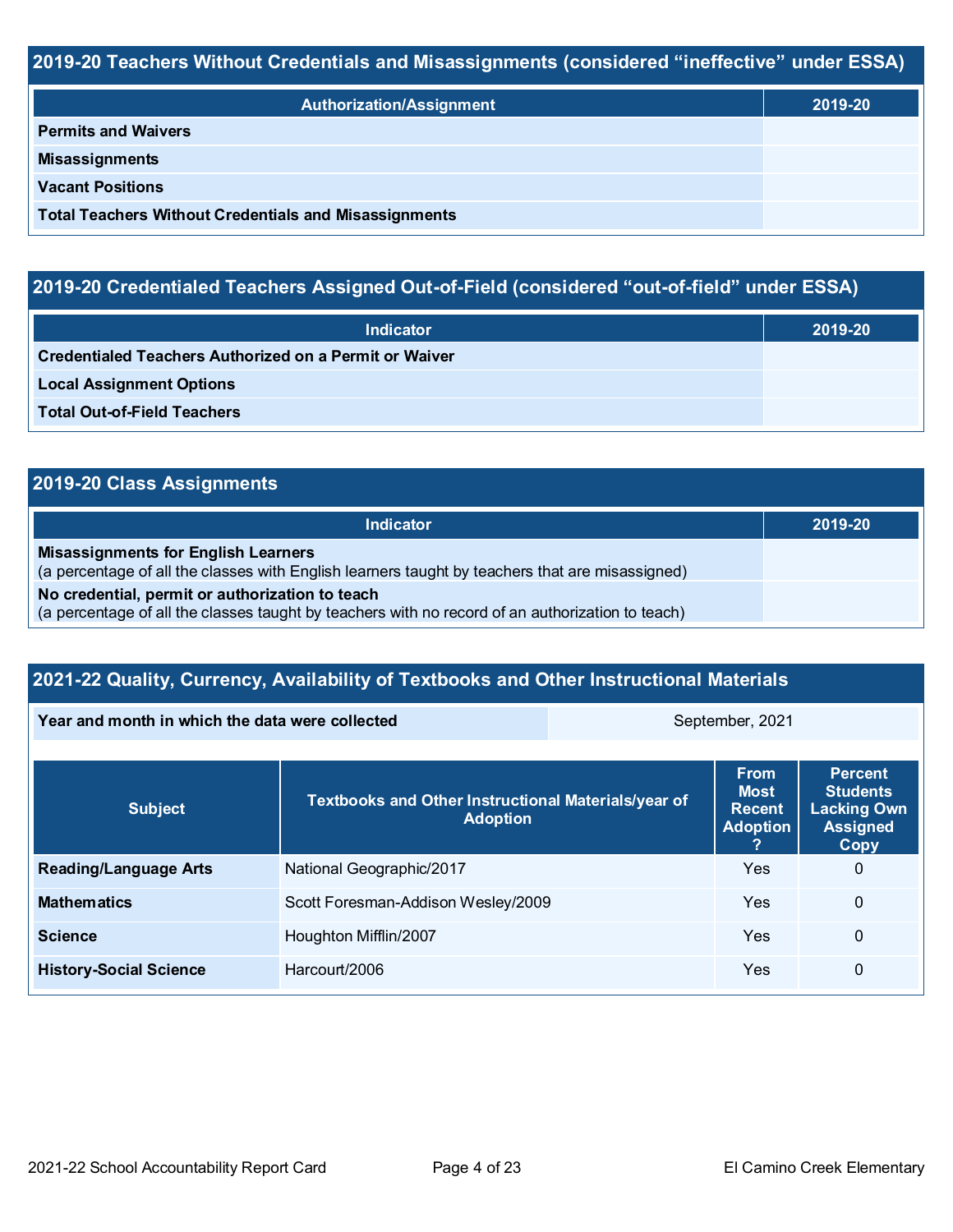## 2019-20 Teachers Without Credentials and Misassignments (considered "ineffective" under ESSA)

| Authorization/Assignment | 2019-20 |
| --- | --- |
| Permits and Waivers | |
| Misassignments | |
| Vacant Positions | |
| Total Teachers Without Credentials and Misassignments | |

## 2019-20 Credentialed Teachers Assigned Out-of-Field (considered "out-of-field" under ESSA)

| Indicator | 2019-20 |
| --- | --- |
| Credentialed Teachers Authorized on a Permit or Waiver | |
| Local Assignment Options | |
| Total Out-of-Field Teachers | |

## 2019-20 Class Assignments

| Indicator | 2019-20 |
| --- | --- |
| **Misassignments for English Learners**<br>(a percentage of all the classes with English learners taught by teachers that are misassigned) | |
| **No credential, permit or authorization to teach**<br>(a percentage of all the classes taught by teachers with no record of an authorization to teach) | |

## 2021-22 Quality, Currency, Availability of Textbooks and Other Instructional Materials

| Year and month in which the data were collected | September, 2021 |
| --- | --- |

| Subject | Textbooks and Other Instructional Materials/year of Adoption | From Most Recent Adoption ? | Percent Students Lacking Own Assigned Copy |
| --- | --- | --- | --- |
| Reading/Language Arts | National Geographic/2017 | Yes | 0 |
| Mathematics | Scott Foresman-Addison Wesley/2009 | Yes | 0 |
| Science | Houghton Mifflin/2007 | Yes | 0 |
| History-Social Science | Harcourt/2006 | Yes | 0 |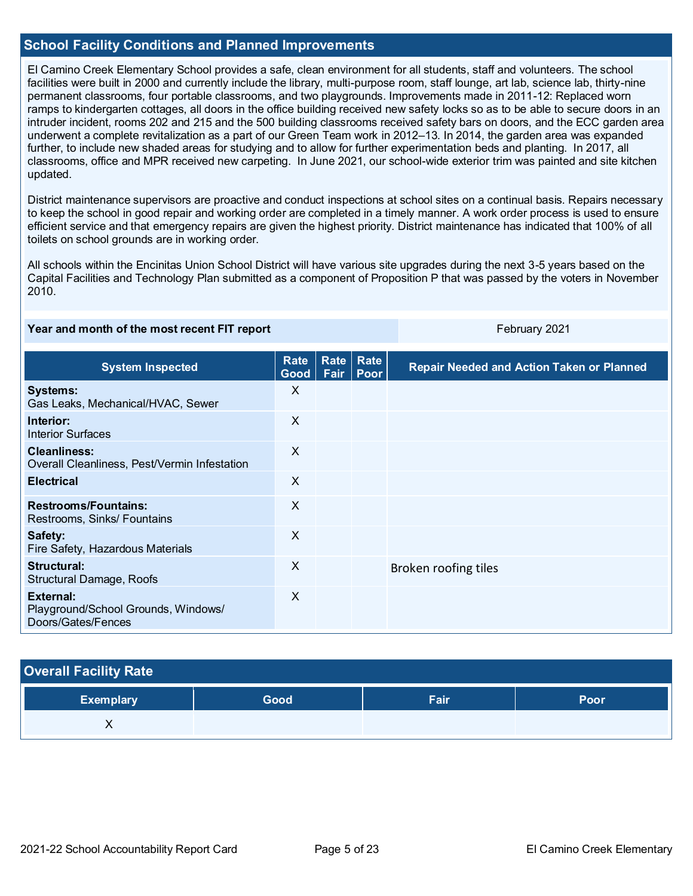## School Facility Conditions and Planned Improvements

El Camino Creek Elementary School provides a safe, clean environment for all students, staff and volunteers. The school facilities were built in 2000 and currently include the library, multi-purpose room, staff lounge, art lab, science lab, thirty-nine permanent classrooms, four portable classrooms, and two playgrounds. Improvements made in 2011-12: Replaced worn ramps to kindergarten cottages, all doors in the office building received new safety locks so as to be able to secure doors in an intruder incident, rooms 202 and 215 and the 500 building classrooms received safety bars on doors, and the ECC garden area underwent a complete revitalization as a part of our Green Team work in 2012–13. In 2014, the garden area was expanded further, to include new shaded areas for studying and to allow for further experimentation beds and planting. In 2017, all classrooms, office and MPR received new carpeting. In June 2021, our school-wide exterior trim was painted and site kitchen updated.

District maintenance supervisors are proactive and conduct inspections at school sites on a continual basis. Repairs necessary to keep the school in good repair and working order are completed in a timely manner. A work order process is used to ensure efficient service and that emergency repairs are given the highest priority. District maintenance has indicated that 100% of all toilets on school grounds are in working order.

All schools within the Encinitas Union School District will have various site upgrades during the next 3-5 years based on the Capital Facilities and Technology Plan submitted as a component of Proposition P that was passed by the voters in November 2010.

| Year and month of the most recent FIT report | February 2021 |
|---|---|

| System Inspected | Rate Good | Rate Fair | Rate Poor | Repair Needed and Action Taken or Planned |
|---|---|---|---|---|
| **Systems:** Gas Leaks, Mechanical/HVAC, Sewer | X | | | |
| **Interior:** Interior Surfaces | X | | | |
| **Cleanliness:** Overall Cleanliness, Pest/Vermin Infestation | X | | | |
| **Electrical** | X | | | |
| **Restrooms/Fountains:** Restrooms, Sinks/ Fountains | X | | | |
| **Safety:** Fire Safety, Hazardous Materials | X | | | |
| **Structural:** Structural Damage, Roofs | X | | | Broken roofing tiles |
| **External:** Playground/School Grounds, Windows/ Doors/Gates/Fences | X | | | |

## Overall Facility Rate

| Exemplary | Good | Fair | Poor |
|---|---|---|---|
| X | | | |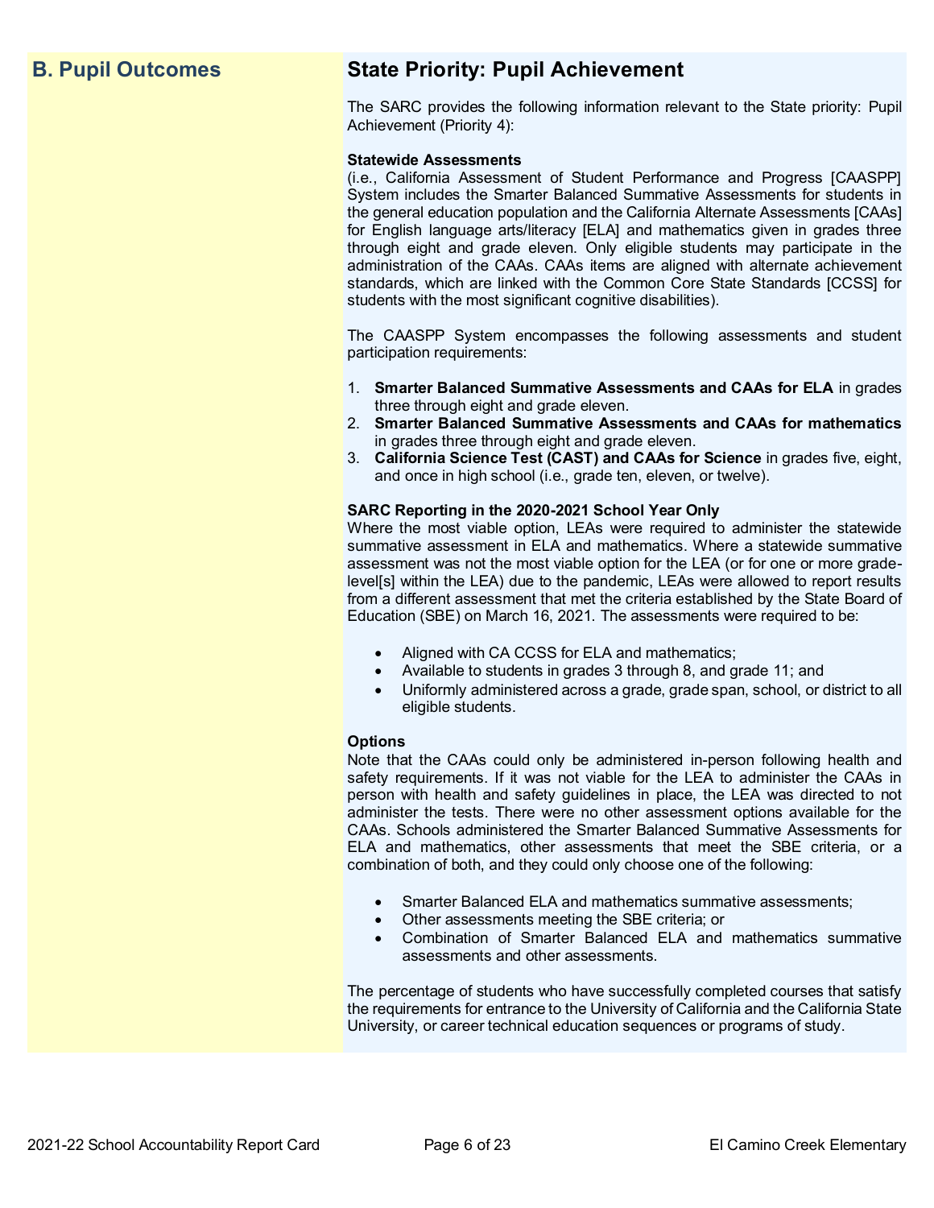## B. Pupil Outcomes

## State Priority: Pupil Achievement

The SARC provides the following information relevant to the State priority: Pupil Achievement (Priority 4):

**Statewide Assessments**
(i.e., California Assessment of Student Performance and Progress [CAASPP] System includes the Smarter Balanced Summative Assessments for students in the general education population and the California Alternate Assessments [CAAs] for English language arts/literacy [ELA] and mathematics given in grades three through eight and grade eleven. Only eligible students may participate in the administration of the CAAs. CAAs items are aligned with alternate achievement standards, which are linked with the Common Core State Standards [CCSS] for students with the most significant cognitive disabilities).

The CAASPP System encompasses the following assessments and student participation requirements:

1. **Smarter Balanced Summative Assessments and CAAs for ELA** in grades three through eight and grade eleven.
2. **Smarter Balanced Summative Assessments and CAAs for mathematics** in grades three through eight and grade eleven.
3. **California Science Test (CAST) and CAAs for Science** in grades five, eight, and once in high school (i.e., grade ten, eleven, or twelve).

**SARC Reporting in the 2020-2021 School Year Only**
Where the most viable option, LEAs were required to administer the statewide summative assessment in ELA and mathematics. Where a statewide summative assessment was not the most viable option for the LEA (or for one or more grade-level[s] within the LEA) due to the pandemic, LEAs were allowed to report results from a different assessment that met the criteria established by the State Board of Education (SBE) on March 16, 2021. The assessments were required to be:

- Aligned with CA CCSS for ELA and mathematics;
- Available to students in grades 3 through 8, and grade 11; and
- Uniformly administered across a grade, grade span, school, or district to all eligible students.

**Options**
Note that the CAAs could only be administered in-person following health and safety requirements. If it was not viable for the LEA to administer the CAAs in person with health and safety guidelines in place, the LEA was directed to not administer the tests. There were no other assessment options available for the CAAs. Schools administered the Smarter Balanced Summative Assessments for ELA and mathematics, other assessments that meet the SBE criteria, or a combination of both, and they could only choose one of the following:

- Smarter Balanced ELA and mathematics summative assessments;
- Other assessments meeting the SBE criteria; or
- Combination of Smarter Balanced ELA and mathematics summative assessments and other assessments.

The percentage of students who have successfully completed courses that satisfy the requirements for entrance to the University of California and the California State University, or career technical education sequences or programs of study.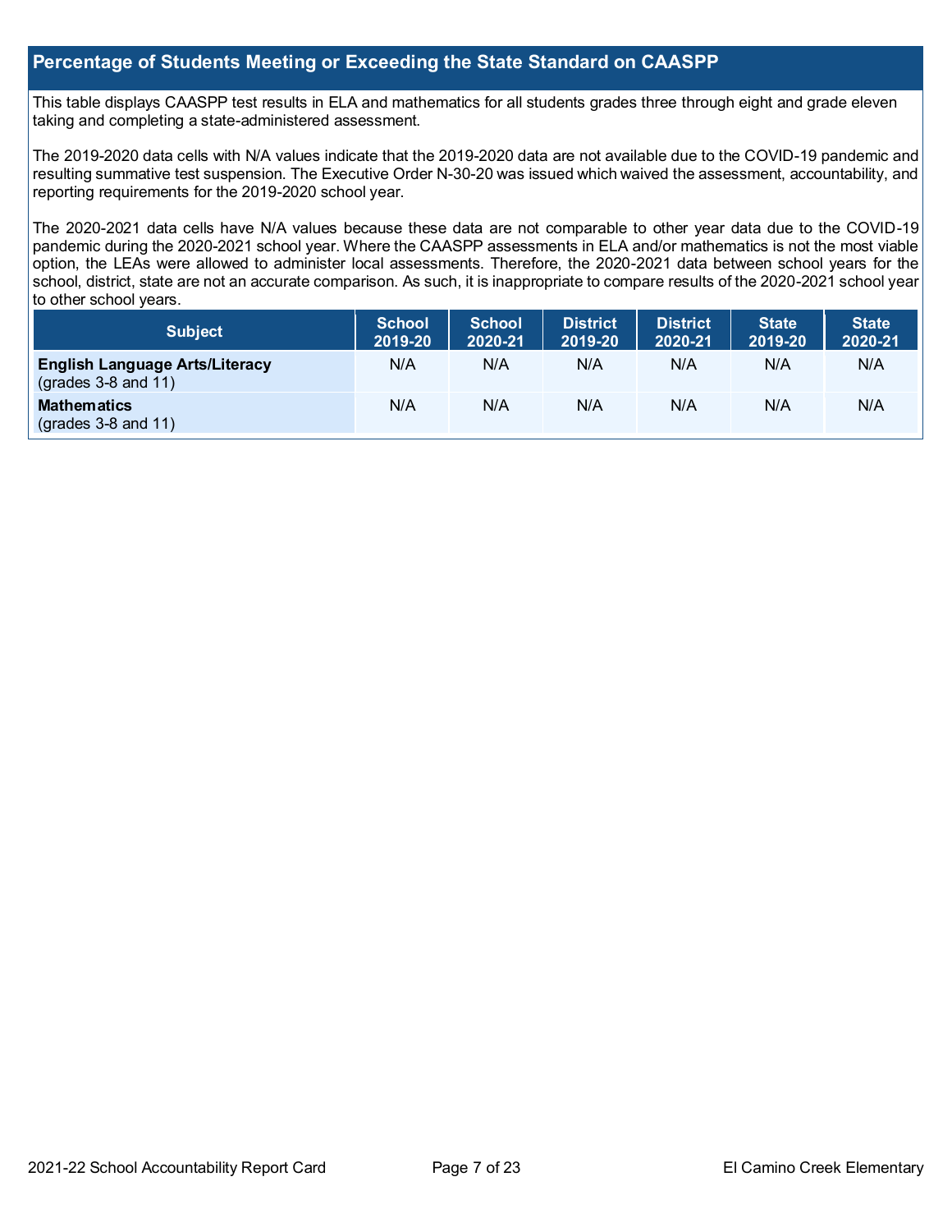## Percentage of Students Meeting or Exceeding the State Standard on CAASPP

This table displays CAASPP test results in ELA and mathematics for all students grades three through eight and grade eleven taking and completing a state-administered assessment.

The 2019-2020 data cells with N/A values indicate that the 2019-2020 data are not available due to the COVID-19 pandemic and resulting summative test suspension. The Executive Order N-30-20 was issued which waived the assessment, accountability, and reporting requirements for the 2019-2020 school year.

The 2020-2021 data cells have N/A values because these data are not comparable to other year data due to the COVID-19 pandemic during the 2020-2021 school year. Where the CAASPP assessments in ELA and/or mathematics is not the most viable option, the LEAs were allowed to administer local assessments. Therefore, the 2020-2021 data between school years for the school, district, state are not an accurate comparison. As such, it is inappropriate to compare results of the 2020-2021 school year to other school years.

| Subject | School 2019-20 | School 2020-21 | District 2019-20 | District 2020-21 | State 2019-20 | State 2020-21 |
|---|---|---|---|---|---|---|
| **English Language Arts/Literacy** (grades 3-8 and 11) | N/A | N/A | N/A | N/A | N/A | N/A |
| **Mathematics** (grades 3-8 and 11) | N/A | N/A | N/A | N/A | N/A | N/A |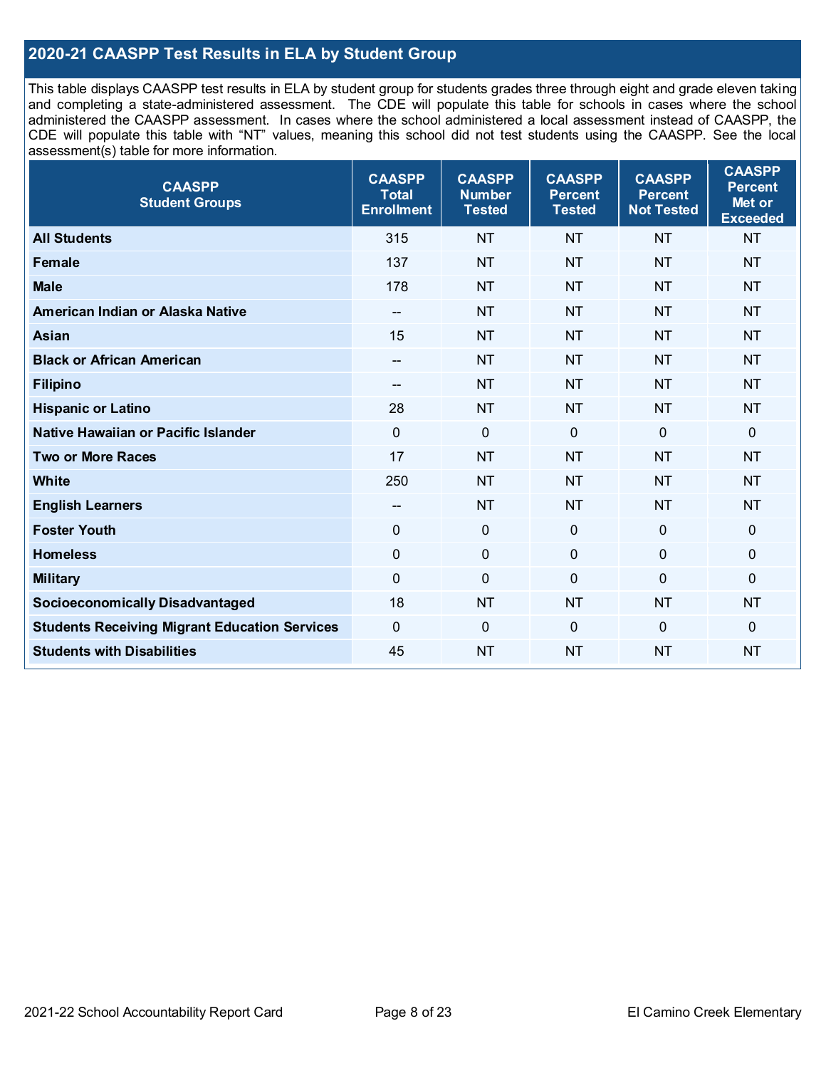## 2020-21 CAASPP Test Results in ELA by Student Group

This table displays CAASPP test results in ELA by student group for students grades three through eight and grade eleven taking and completing a state-administered assessment. The CDE will populate this table for schools in cases where the school administered the CAASPP assessment. In cases where the school administered a local assessment instead of CAASPP, the CDE will populate this table with “NT” values, meaning this school did not test students using the CAASPP. See the local assessment(s) table for more information.

| CAASPP Student Groups | CAASPP Total Enrollment | CAASPP Number Tested | CAASPP Percent Tested | CAASPP Percent Not Tested | CAASPP Percent Met or Exceeded |
|---|---|---|---|---|---|
| **All Students** | 315 | NT | NT | NT | NT |
| **Female** | 137 | NT | NT | NT | NT |
| **Male** | 178 | NT | NT | NT | NT |
| **American Indian or Alaska Native** | -- | NT | NT | NT | NT |
| **Asian** | 15 | NT | NT | NT | NT |
| **Black or African American** | -- | NT | NT | NT | NT |
| **Filipino** | -- | NT | NT | NT | NT |
| **Hispanic or Latino** | 28 | NT | NT | NT | NT |
| **Native Hawaiian or Pacific Islander** | 0 | 0 | 0 | 0 | 0 |
| **Two or More Races** | 17 | NT | NT | NT | NT |
| **White** | 250 | NT | NT | NT | NT |
| **English Learners** | -- | NT | NT | NT | NT |
| **Foster Youth** | 0 | 0 | 0 | 0 | 0 |
| **Homeless** | 0 | 0 | 0 | 0 | 0 |
| **Military** | 0 | 0 | 0 | 0 | 0 |
| **Socioeconomically Disadvantaged** | 18 | NT | NT | NT | NT |
| **Students Receiving Migrant Education Services** | 0 | 0 | 0 | 0 | 0 |
| **Students with Disabilities** | 45 | NT | NT | NT | NT |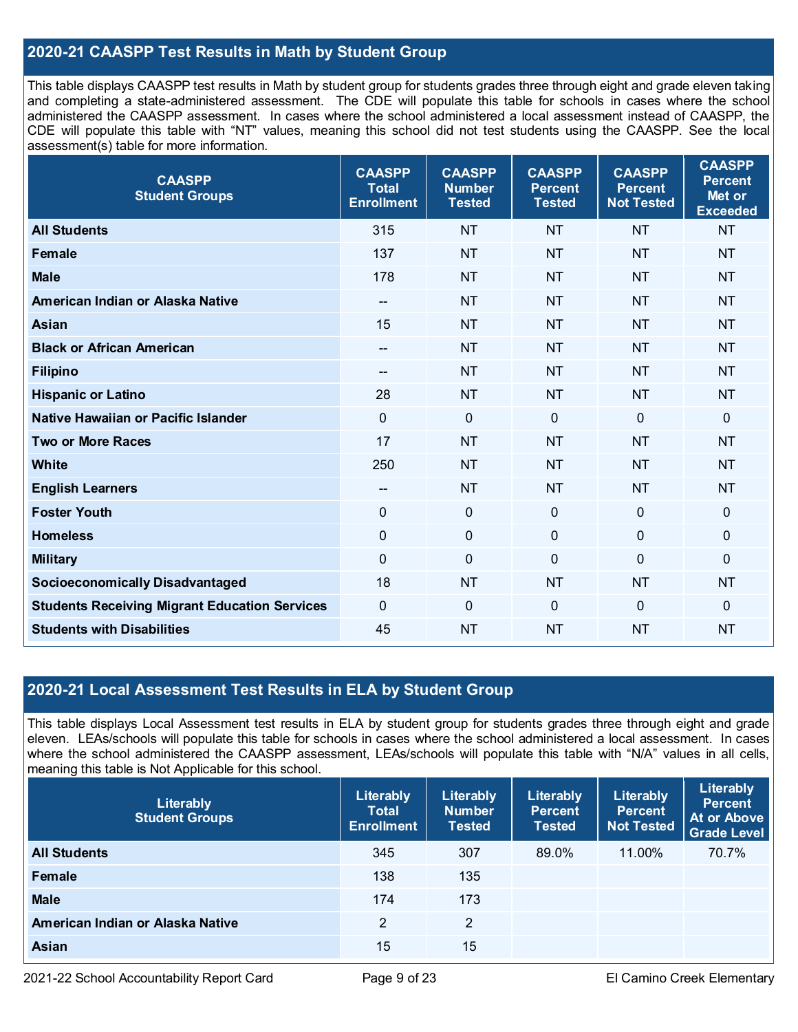## 2020-21 CAASPP Test Results in Math by Student Group

This table displays CAASPP test results in Math by student group for students grades three through eight and grade eleven taking and completing a state-administered assessment. The CDE will populate this table for schools in cases where the school administered the CAASPP assessment. In cases where the school administered a local assessment instead of CAASPP, the CDE will populate this table with "NT" values, meaning this school did not test students using the CAASPP. See the local assessment(s) table for more information.

| CAASPP Student Groups | CAASPP Total Enrollment | CAASPP Number Tested | CAASPP Percent Tested | CAASPP Percent Not Tested | CAASPP Percent Met or Exceeded |
|---|---|---|---|---|---|
| **All Students** | 315 | NT | NT | NT | NT |
| **Female** | 137 | NT | NT | NT | NT |
| **Male** | 178 | NT | NT | NT | NT |
| **American Indian or Alaska Native** | -- | NT | NT | NT | NT |
| **Asian** | 15 | NT | NT | NT | NT |
| **Black or African American** | -- | NT | NT | NT | NT |
| **Filipino** | -- | NT | NT | NT | NT |
| **Hispanic or Latino** | 28 | NT | NT | NT | NT |
| **Native Hawaiian or Pacific Islander** | 0 | 0 | 0 | 0 | 0 |
| **Two or More Races** | 17 | NT | NT | NT | NT |
| **White** | 250 | NT | NT | NT | NT |
| **English Learners** | -- | NT | NT | NT | NT |
| **Foster Youth** | 0 | 0 | 0 | 0 | 0 |
| **Homeless** | 0 | 0 | 0 | 0 | 0 |
| **Military** | 0 | 0 | 0 | 0 | 0 |
| **Socioeconomically Disadvantaged** | 18 | NT | NT | NT | NT |
| **Students Receiving Migrant Education Services** | 0 | 0 | 0 | 0 | 0 |
| **Students with Disabilities** | 45 | NT | NT | NT | NT |

## 2020-21 Local Assessment Test Results in ELA by Student Group

This table displays Local Assessment test results in ELA by student group for students grades three through eight and grade eleven. LEAs/schools will populate this table for schools in cases where the school administered a local assessment. In cases where the school administered the CAASPP assessment, LEAs/schools will populate this table with "N/A" values in all cells, meaning this table is Not Applicable for this school.

| Literably Student Groups | Literably Total Enrollment | Literably Number Tested | Literably Percent Tested | Literably Percent Not Tested | Literably Percent At or Above Grade Level |
|---|---|---|---|---|---|
| **All Students** | 345 | 307 | 89.0% | 11.00% | 70.7% |
| **Female** | 138 | 135 | | | |
| **Male** | 174 | 173 | | | |
| **American Indian or Alaska Native** | 2 | 2 | | | |
| **Asian** | 15 | 15 | | | |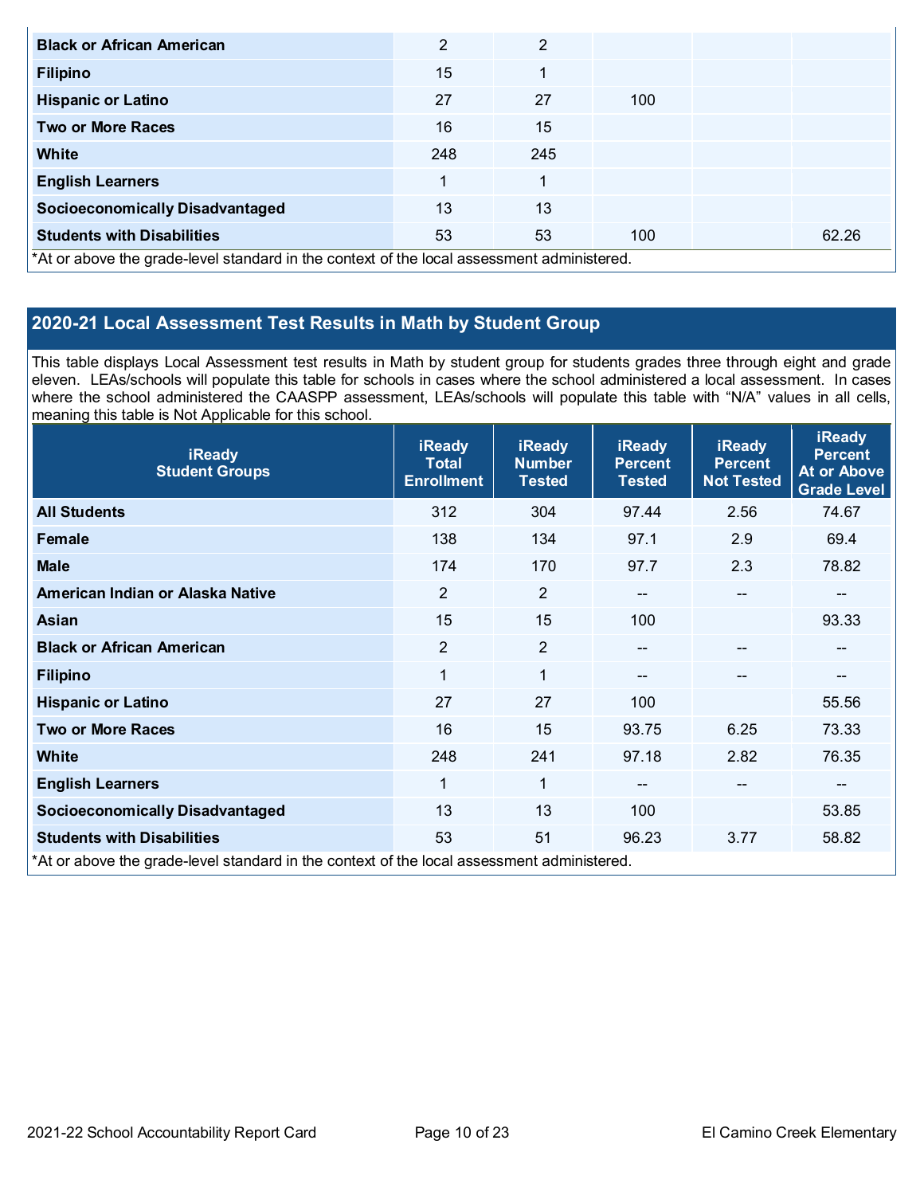| | | | | | |
|---|---|---|---|---|---|
| **Black or African American** | 2 | 2 | | | |
| **Filipino** | 15 | 1 | | | |
| **Hispanic or Latino** | 27 | 27 | 100 | | |
| **Two or More Races** | 16 | 15 | | | |
| **White** | 248 | 245 | | | |
| **English Learners** | 1 | 1 | | | |
| **Socioeconomically Disadvantaged** | 13 | 13 | | | |
| **Students with Disabilities** | 53 | 53 | 100 | | 62.26 |

*At or above the grade-level standard in the context of the local assessment administered.

## 2020-21 Local Assessment Test Results in Math by Student Group

This table displays Local Assessment test results in Math by student group for students grades three through eight and grade eleven. LEAs/schools will populate this table for schools in cases where the school administered a local assessment. In cases where the school administered the CAASPP assessment, LEAs/schools will populate this table with "N/A" values in all cells, meaning this table is Not Applicable for this school.

| iReady Student Groups | iReady Total Enrollment | iReady Number Tested | iReady Percent Tested | iReady Percent Not Tested | iReady Percent At or Above Grade Level |
|---|---|---|---|---|---|
| **All Students** | 312 | 304 | 97.44 | 2.56 | 74.67 |
| **Female** | 138 | 134 | 97.1 | 2.9 | 69.4 |
| **Male** | 174 | 170 | 97.7 | 2.3 | 78.82 |
| **American Indian or Alaska Native** | 2 | 2 | -- | -- | -- |
| **Asian** | 15 | 15 | 100 | | 93.33 |
| **Black or African American** | 2 | 2 | -- | -- | -- |
| **Filipino** | 1 | 1 | -- | -- | -- |
| **Hispanic or Latino** | 27 | 27 | 100 | | 55.56 |
| **Two or More Races** | 16 | 15 | 93.75 | 6.25 | 73.33 |
| **White** | 248 | 241 | 97.18 | 2.82 | 76.35 |
| **English Learners** | 1 | 1 | -- | -- | -- |
| **Socioeconomically Disadvantaged** | 13 | 13 | 100 | | 53.85 |
| **Students with Disabilities** | 53 | 51 | 96.23 | 3.77 | 58.82 |

*At or above the grade-level standard in the context of the local assessment administered.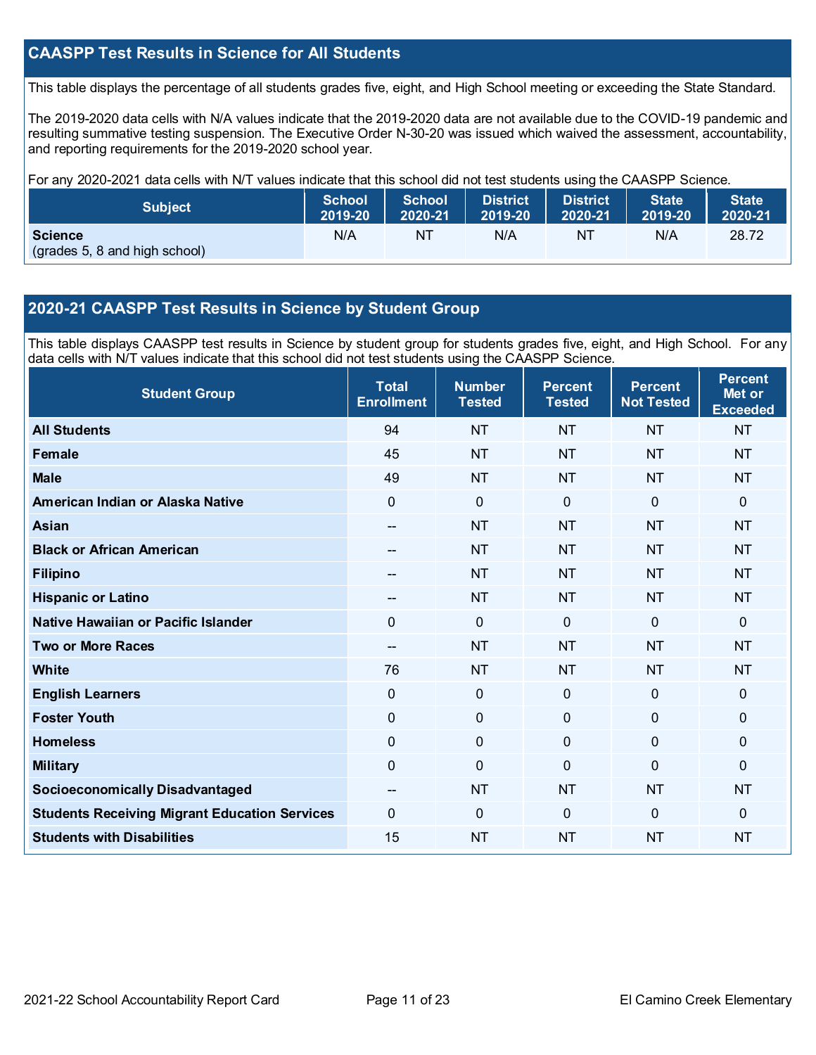## CAASPP Test Results in Science for All Students

This table displays the percentage of all students grades five, eight, and High School meeting or exceeding the State Standard.

The 2019-2020 data cells with N/A values indicate that the 2019-2020 data are not available due to the COVID-19 pandemic and resulting summative testing suspension. The Executive Order N-30-20 was issued which waived the assessment, accountability, and reporting requirements for the 2019-2020 school year.

For any 2020-2021 data cells with N/T values indicate that this school did not test students using the CAASPP Science.

| Subject | School 2019-20 | School 2020-21 | District 2019-20 | District 2020-21 | State 2019-20 | State 2020-21 |
|---|---|---|---|---|---|---|
| **Science** (grades 5, 8 and high school) | N/A | NT | N/A | NT | N/A | 28.72 |

## 2020-21 CAASPP Test Results in Science by Student Group

This table displays CAASPP test results in Science by student group for students grades five, eight, and High School. For any data cells with N/T values indicate that this school did not test students using the CAASPP Science.

| Student Group | Total Enrollment | Number Tested | Percent Tested | Percent Not Tested | Percent Met or Exceeded |
|---|---|---|---|---|---|
| **All Students** | 94 | NT | NT | NT | NT |
| **Female** | 45 | NT | NT | NT | NT |
| **Male** | 49 | NT | NT | NT | NT |
| **American Indian or Alaska Native** | 0 | 0 | 0 | 0 | 0 |
| **Asian** | -- | NT | NT | NT | NT |
| **Black or African American** | -- | NT | NT | NT | NT |
| **Filipino** | -- | NT | NT | NT | NT |
| **Hispanic or Latino** | -- | NT | NT | NT | NT |
| **Native Hawaiian or Pacific Islander** | 0 | 0 | 0 | 0 | 0 |
| **Two or More Races** | -- | NT | NT | NT | NT |
| **White** | 76 | NT | NT | NT | NT |
| **English Learners** | 0 | 0 | 0 | 0 | 0 |
| **Foster Youth** | 0 | 0 | 0 | 0 | 0 |
| **Homeless** | 0 | 0 | 0 | 0 | 0 |
| **Military** | 0 | 0 | 0 | 0 | 0 |
| **Socioeconomically Disadvantaged** | -- | NT | NT | NT | NT |
| **Students Receiving Migrant Education Services** | 0 | 0 | 0 | 0 | 0 |
| **Students with Disabilities** | 15 | NT | NT | NT | NT |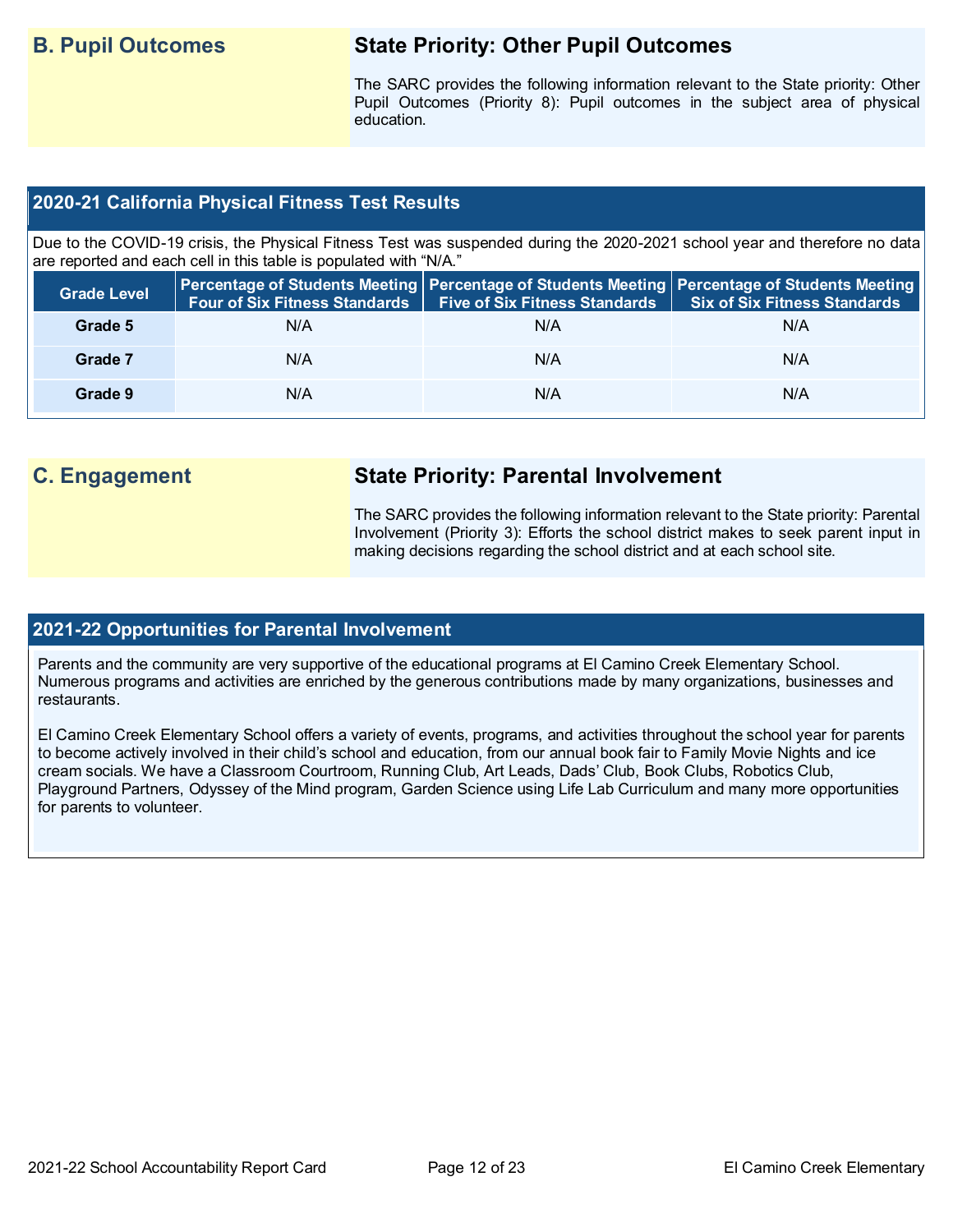## B. Pupil Outcomes

### State Priority: Other Pupil Outcomes

The SARC provides the following information relevant to the State priority: Other Pupil Outcomes (Priority 8): Pupil outcomes in the subject area of physical education.

### 2020-21 California Physical Fitness Test Results

Due to the COVID-19 crisis, the Physical Fitness Test was suspended during the 2020-2021 school year and therefore no data are reported and each cell in this table is populated with "N/A."

| Grade Level | Percentage of Students Meeting Four of Six Fitness Standards | Percentage of Students Meeting Five of Six Fitness Standards | Percentage of Students Meeting Six of Six Fitness Standards |
|---|---|---|---|
| Grade 5 | N/A | N/A | N/A |
| Grade 7 | N/A | N/A | N/A |
| Grade 9 | N/A | N/A | N/A |

## C. Engagement

### State Priority: Parental Involvement

The SARC provides the following information relevant to the State priority: Parental Involvement (Priority 3): Efforts the school district makes to seek parent input in making decisions regarding the school district and at each school site.

### 2021-22 Opportunities for Parental Involvement

Parents and the community are very supportive of the educational programs at El Camino Creek Elementary School. Numerous programs and activities are enriched by the generous contributions made by many organizations, businesses and restaurants.

El Camino Creek Elementary School offers a variety of events, programs, and activities throughout the school year for parents to become actively involved in their child's school and education, from our annual book fair to Family Movie Nights and ice cream socials. We have a Classroom Courtroom, Running Club, Art Leads, Dads' Club, Book Clubs, Robotics Club, Playground Partners, Odyssey of the Mind program, Garden Science using Life Lab Curriculum and many more opportunities for parents to volunteer.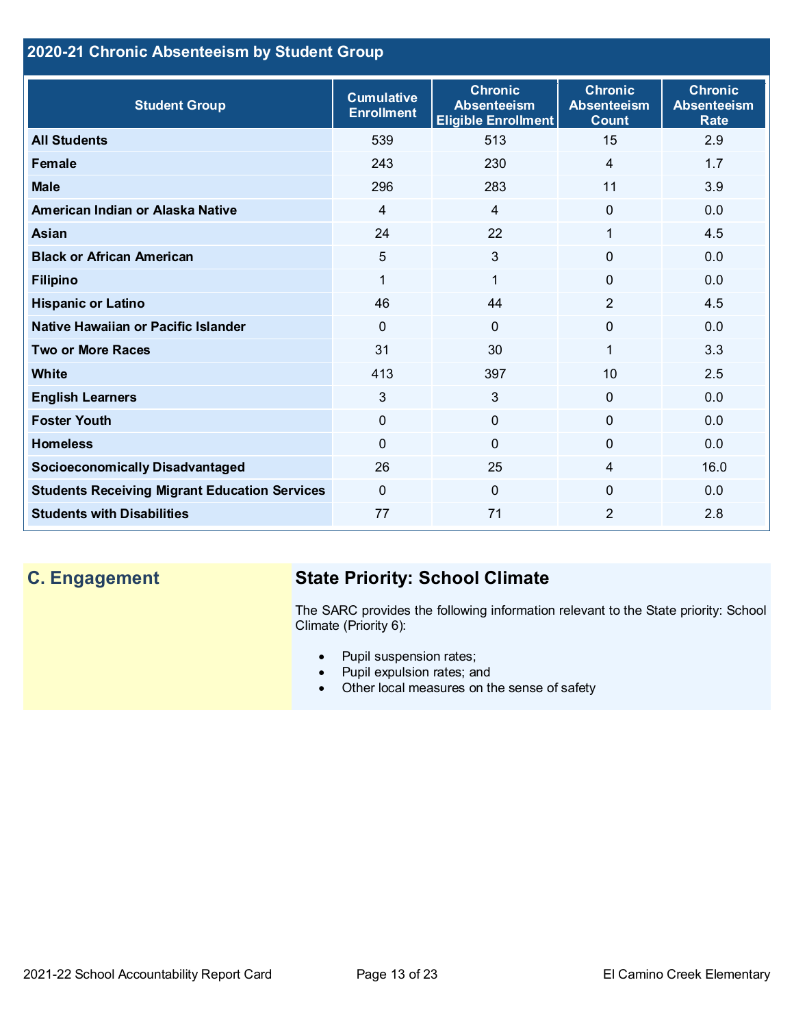## 2020-21 Chronic Absenteeism by Student Group

| Student Group | Cumulative Enrollment | Chronic Absenteeism Eligible Enrollment | Chronic Absenteeism Count | Chronic Absenteeism Rate |
|---|---|---|---|---|
| **All Students** | 539 | 513 | 15 | 2.9 |
| **Female** | 243 | 230 | 4 | 1.7 |
| **Male** | 296 | 283 | 11 | 3.9 |
| **American Indian or Alaska Native** | 4 | 4 | 0 | 0.0 |
| **Asian** | 24 | 22 | 1 | 4.5 |
| **Black or African American** | 5 | 3 | 0 | 0.0 |
| **Filipino** | 1 | 1 | 0 | 0.0 |
| **Hispanic or Latino** | 46 | 44 | 2 | 4.5 |
| **Native Hawaiian or Pacific Islander** | 0 | 0 | 0 | 0.0 |
| **Two or More Races** | 31 | 30 | 1 | 3.3 |
| **White** | 413 | 397 | 10 | 2.5 |
| **English Learners** | 3 | 3 | 0 | 0.0 |
| **Foster Youth** | 0 | 0 | 0 | 0.0 |
| **Homeless** | 0 | 0 | 0 | 0.0 |
| **Socioeconomically Disadvantaged** | 26 | 25 | 4 | 16.0 |
| **Students Receiving Migrant Education Services** | 0 | 0 | 0 | 0.0 |
| **Students with Disabilities** | 77 | 71 | 2 | 2.8 |

## C. Engagement

### State Priority: School Climate

The SARC provides the following information relevant to the State priority: School Climate (Priority 6):

- Pupil suspension rates;
- Pupil expulsion rates; and
- Other local measures on the sense of safety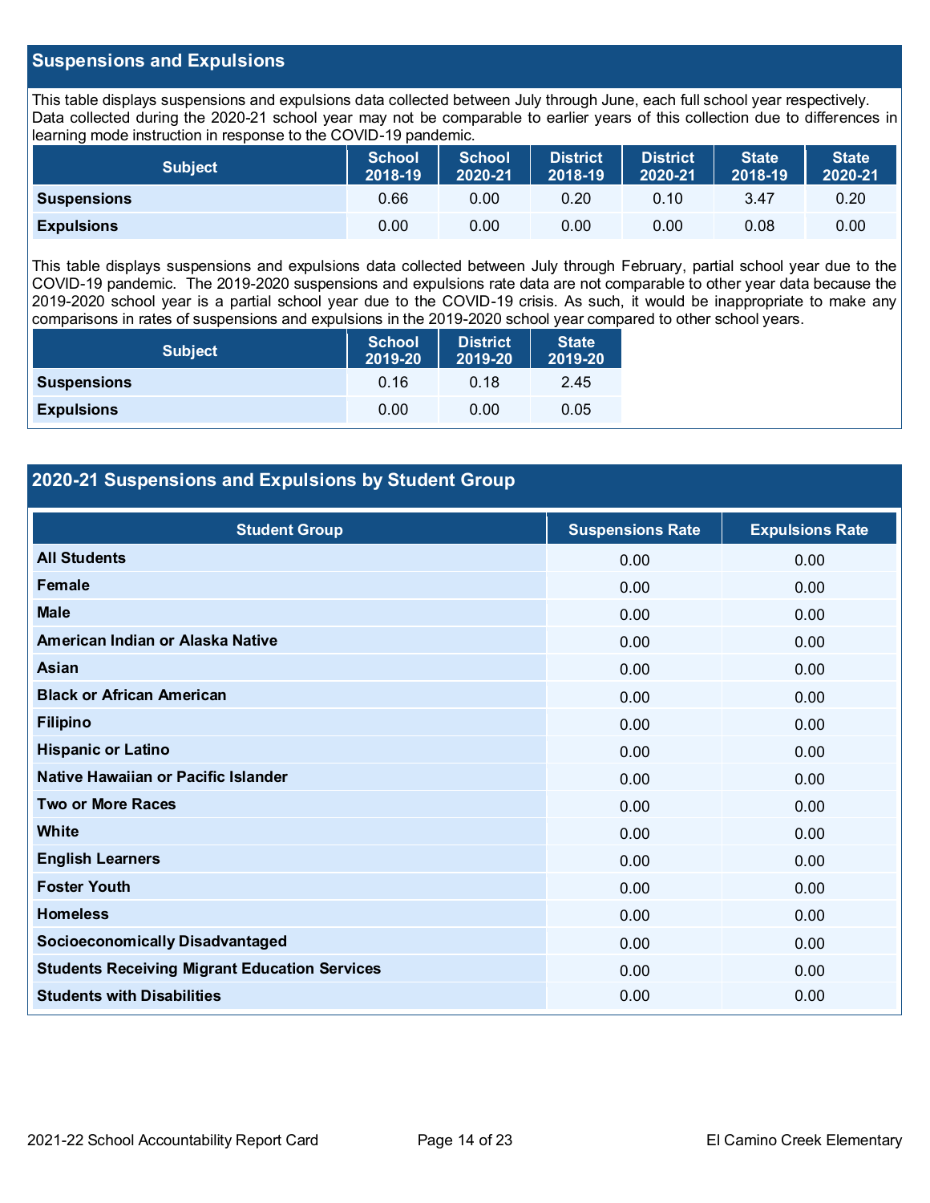## Suspensions and Expulsions

This table displays suspensions and expulsions data collected between July through June, each full school year respectively. Data collected during the 2020-21 school year may not be comparable to earlier years of this collection due to differences in learning mode instruction in response to the COVID-19 pandemic.

| Subject | School 2018-19 | School 2020-21 | District 2018-19 | District 2020-21 | State 2018-19 | State 2020-21 |
|---|---|---|---|---|---|---|
| **Suspensions** | 0.66 | 0.00 | 0.20 | 0.10 | 3.47 | 0.20 |
| **Expulsions** | 0.00 | 0.00 | 0.00 | 0.00 | 0.08 | 0.00 |

This table displays suspensions and expulsions data collected between July through February, partial school year due to the COVID-19 pandemic. The 2019-2020 suspensions and expulsions rate data are not comparable to other year data because the 2019-2020 school year is a partial school year due to the COVID-19 crisis. As such, it would be inappropriate to make any comparisons in rates of suspensions and expulsions in the 2019-2020 school year compared to other school years.

| Subject | School 2019-20 | District 2019-20 | State 2019-20 |
|---|---|---|---|
| **Suspensions** | 0.16 | 0.18 | 2.45 |
| **Expulsions** | 0.00 | 0.00 | 0.05 |

## 2020-21 Suspensions and Expulsions by Student Group

| Student Group | Suspensions Rate | Expulsions Rate |
|---|---|---|
| **All Students** | 0.00 | 0.00 |
| **Female** | 0.00 | 0.00 |
| **Male** | 0.00 | 0.00 |
| **American Indian or Alaska Native** | 0.00 | 0.00 |
| **Asian** | 0.00 | 0.00 |
| **Black or African American** | 0.00 | 0.00 |
| **Filipino** | 0.00 | 0.00 |
| **Hispanic or Latino** | 0.00 | 0.00 |
| **Native Hawaiian or Pacific Islander** | 0.00 | 0.00 |
| **Two or More Races** | 0.00 | 0.00 |
| **White** | 0.00 | 0.00 |
| **English Learners** | 0.00 | 0.00 |
| **Foster Youth** | 0.00 | 0.00 |
| **Homeless** | 0.00 | 0.00 |
| **Socioeconomically Disadvantaged** | 0.00 | 0.00 |
| **Students Receiving Migrant Education Services** | 0.00 | 0.00 |
| **Students with Disabilities** | 0.00 | 0.00 |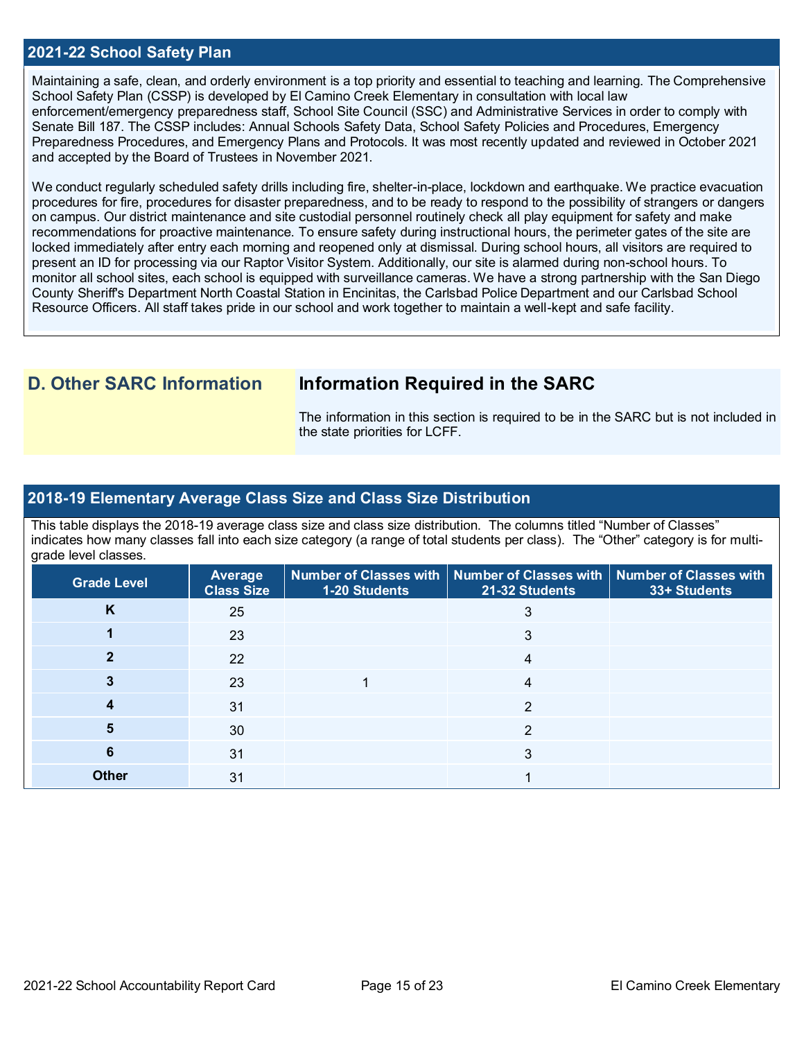## 2021-22 School Safety Plan

Maintaining a safe, clean, and orderly environment is a top priority and essential to teaching and learning. The Comprehensive School Safety Plan (CSSP) is developed by El Camino Creek Elementary in consultation with local law enforcement/emergency preparedness staff, School Site Council (SSC) and Administrative Services in order to comply with Senate Bill 187. The CSSP includes: Annual Schools Safety Data, School Safety Policies and Procedures, Emergency Preparedness Procedures, and Emergency Plans and Protocols. It was most recently updated and reviewed in October 2021 and accepted by the Board of Trustees in November 2021.

We conduct regularly scheduled safety drills including fire, shelter-in-place, lockdown and earthquake. We practice evacuation procedures for fire, procedures for disaster preparedness, and to be ready to respond to the possibility of strangers or dangers on campus. Our district maintenance and site custodial personnel routinely check all play equipment for safety and make recommendations for proactive maintenance. To ensure safety during instructional hours, the perimeter gates of the site are locked immediately after entry each morning and reopened only at dismissal. During school hours, all visitors are required to present an ID for processing via our Raptor Visitor System. Additionally, our site is alarmed during non-school hours. To monitor all school sites, each school is equipped with surveillance cameras. We have a strong partnership with the San Diego County Sheriff's Department North Coastal Station in Encinitas, the Carlsbad Police Department and our Carlsbad School Resource Officers. All staff takes pride in our school and work together to maintain a well-kept and safe facility.

## D. Other SARC Information

### Information Required in the SARC

The information in this section is required to be in the SARC but is not included in the state priorities for LCFF.

## 2018-19 Elementary Average Class Size and Class Size Distribution

This table displays the 2018-19 average class size and class size distribution. The columns titled "Number of Classes" indicates how many classes fall into each size category (a range of total students per class). The "Other" category is for multi-grade level classes.

| Grade Level | Average Class Size | Number of Classes with 1-20 Students | Number of Classes with 21-32 Students | Number of Classes with 33+ Students |
|---|---|---|---|---|
| K | 25 | | 3 | |
| 1 | 23 | | 3 | |
| 2 | 22 | | 4 | |
| 3 | 23 | 1 | 4 | |
| 4 | 31 | | 2 | |
| 5 | 30 | | 2 | |
| 6 | 31 | | 3 | |
| Other | 31 | | 1 | |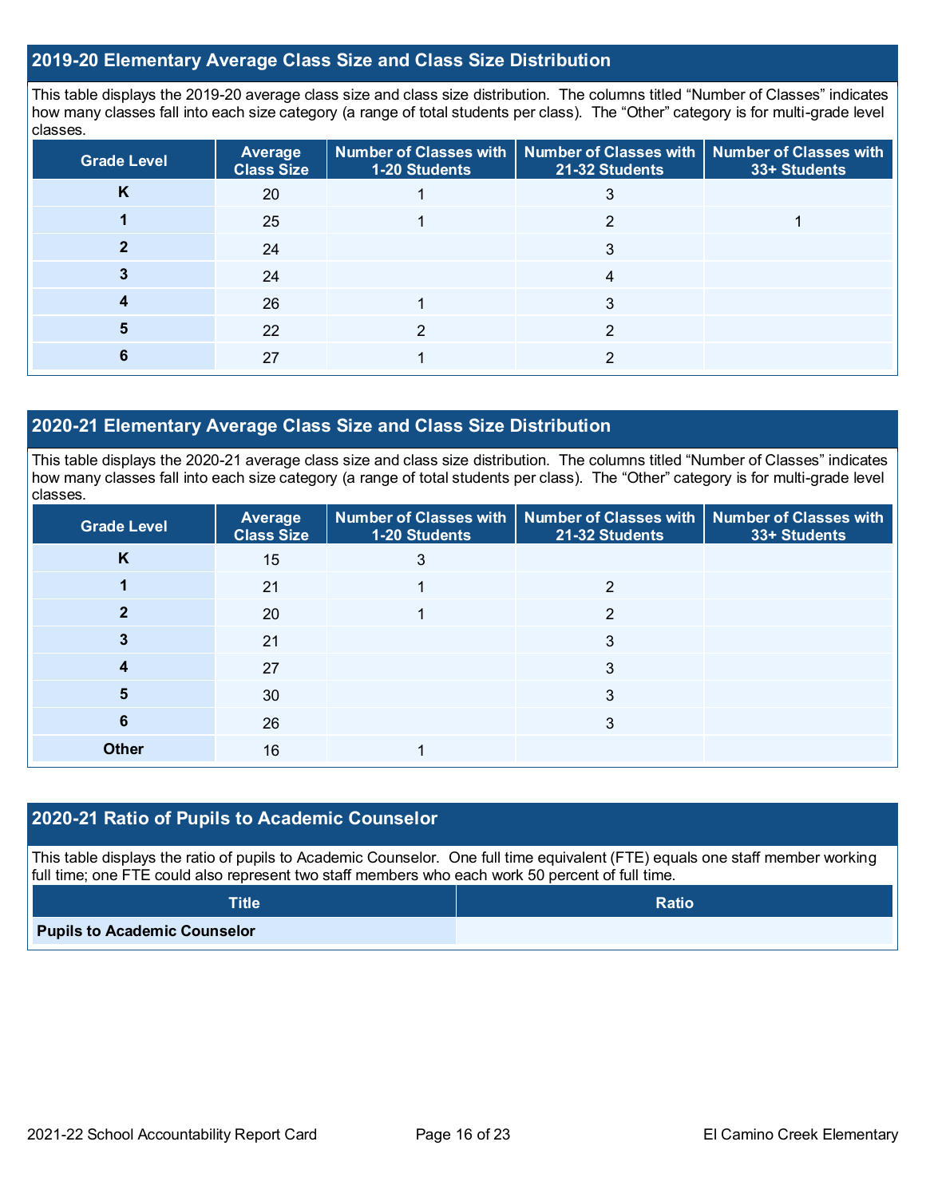## 2019-20 Elementary Average Class Size and Class Size Distribution

This table displays the 2019-20 average class size and class size distribution. The columns titled "Number of Classes" indicates how many classes fall into each size category (a range of total students per class). The "Other" category is for multi-grade level classes.

| Grade Level | Average Class Size | Number of Classes with 1-20 Students | Number of Classes with 21-32 Students | Number of Classes with 33+ Students |
|---|---|---|---|---|
| K | 20 | 1 | 3 | |
| 1 | 25 | 1 | 2 | 1 |
| 2 | 24 | | 3 | |
| 3 | 24 | | 4 | |
| 4 | 26 | 1 | 3 | |
| 5 | 22 | 2 | 2 | |
| 6 | 27 | 1 | 2 | |

## 2020-21 Elementary Average Class Size and Class Size Distribution

This table displays the 2020-21 average class size and class size distribution. The columns titled "Number of Classes" indicates how many classes fall into each size category (a range of total students per class). The "Other" category is for multi-grade level classes.

| Grade Level | Average Class Size | Number of Classes with 1-20 Students | Number of Classes with 21-32 Students | Number of Classes with 33+ Students |
|---|---|---|---|---|
| K | 15 | 3 | | |
| 1 | 21 | 1 | 2 | |
| 2 | 20 | 1 | 2 | |
| 3 | 21 | | 3 | |
| 4 | 27 | | 3 | |
| 5 | 30 | | 3 | |
| 6 | 26 | | 3 | |
| Other | 16 | 1 | | |

## 2020-21 Ratio of Pupils to Academic Counselor

This table displays the ratio of pupils to Academic Counselor. One full time equivalent (FTE) equals one staff member working full time; one FTE could also represent two staff members who each work 50 percent of full time.

| Title | Ratio |
|---|---|
| Pupils to Academic Counselor | |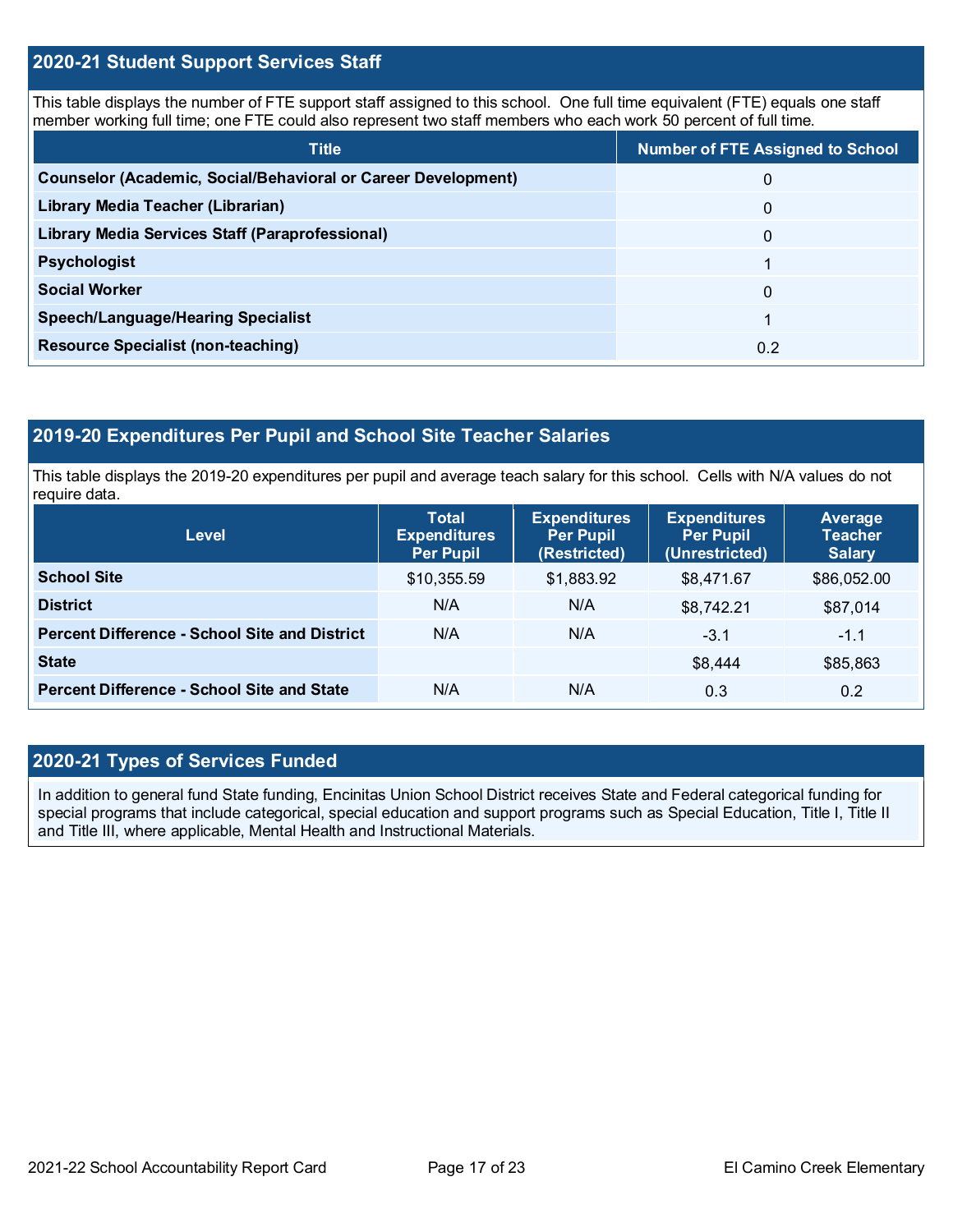## 2020-21 Student Support Services Staff

This table displays the number of FTE support staff assigned to this school. One full time equivalent (FTE) equals one staff member working full time; one FTE could also represent two staff members who each work 50 percent of full time.

| Title | Number of FTE Assigned to School |
|---|---|
| **Counselor (Academic, Social/Behavioral or Career Development)** | 0 |
| **Library Media Teacher (Librarian)** | 0 |
| **Library Media Services Staff (Paraprofessional)** | 0 |
| **Psychologist** | 1 |
| **Social Worker** | 0 |
| **Speech/Language/Hearing Specialist** | 1 |
| **Resource Specialist (non-teaching)** | 0.2 |

## 2019-20 Expenditures Per Pupil and School Site Teacher Salaries

This table displays the 2019-20 expenditures per pupil and average teach salary for this school. Cells with N/A values do not require data.

| Level | Total Expenditures Per Pupil | Expenditures Per Pupil (Restricted) | Expenditures Per Pupil (Unrestricted) | Average Teacher Salary |
|---|---|---|---|---|
| **School Site** | $10,355.59 | $1,883.92 | $8,471.67 | $86,052.00 |
| **District** | N/A | N/A | $8,742.21 | $87,014 |
| **Percent Difference - School Site and District** | N/A | N/A | -3.1 | -1.1 |
| **State** | | | $8,444 | $85,863 |
| **Percent Difference - School Site and State** | N/A | N/A | 0.3 | 0.2 |

## 2020-21 Types of Services Funded

In addition to general fund State funding, Encinitas Union School District receives State and Federal categorical funding for special programs that include categorical, special education and support programs such as Special Education, Title I, Title II and Title III, where applicable, Mental Health and Instructional Materials.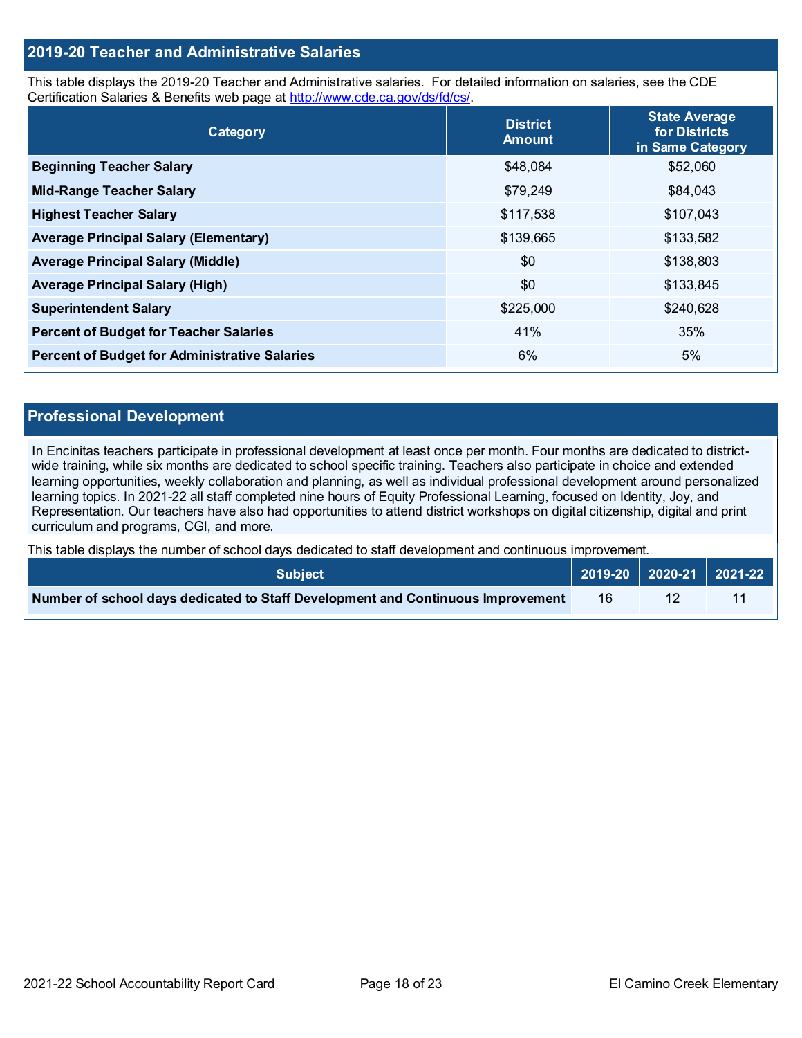## 2019-20 Teacher and Administrative Salaries

This table displays the 2019-20 Teacher and Administrative salaries. For detailed information on salaries, see the CDE Certification Salaries & Benefits web page at http://www.cde.ca.gov/ds/fd/cs/.

| Category | District Amount | State Average for Districts in Same Category |
|---|---|---|
| Beginning Teacher Salary | $48,084 | $52,060 |
| Mid-Range Teacher Salary | $79,249 | $84,043 |
| Highest Teacher Salary | $117,538 | $107,043 |
| Average Principal Salary (Elementary) | $139,665 | $133,582 |
| Average Principal Salary (Middle) | $0 | $138,803 |
| Average Principal Salary (High) | $0 | $133,845 |
| Superintendent Salary | $225,000 | $240,628 |
| Percent of Budget for Teacher Salaries | 41% | 35% |
| Percent of Budget for Administrative Salaries | 6% | 5% |

## Professional Development

In Encinitas teachers participate in professional development at least once per month. Four months are dedicated to district-wide training, while six months are dedicated to school specific training. Teachers also participate in choice and extended learning opportunities, weekly collaboration and planning, as well as individual professional development around personalized learning topics. In 2021-22 all staff completed nine hours of Equity Professional Learning, focused on Identity, Joy, and Representation. Our teachers have also had opportunities to attend district workshops on digital citizenship, digital and print curriculum and programs, CGI, and more.

This table displays the number of school days dedicated to staff development and continuous improvement.

| Subject | 2019-20 | 2020-21 | 2021-22 |
|---|---|---|---|
| Number of school days dedicated to Staff Development and Continuous Improvement | 16 | 12 | 11 |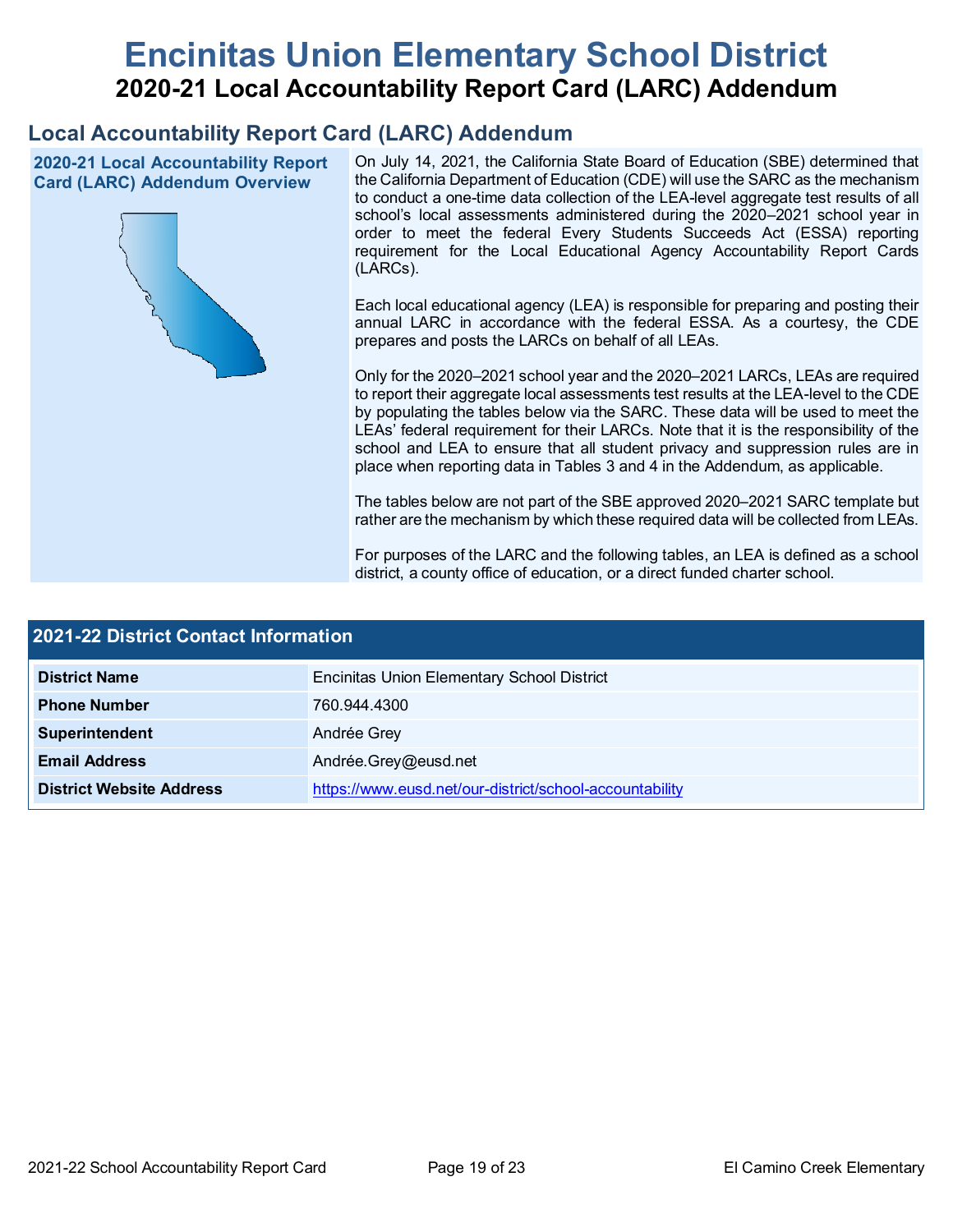# Encinitas Union Elementary School District

## 2020-21 Local Accountability Report Card (LARC) Addendum

## Local Accountability Report Card (LARC) Addendum

### 2020-21 Local Accountability Report Card (LARC) Addendum Overview

On July 14, 2021, the California State Board of Education (SBE) determined that the California Department of Education (CDE) will use the SARC as the mechanism to conduct a one-time data collection of the LEA-level aggregate test results of all school's local assessments administered during the 2020–2021 school year in order to meet the federal Every Students Succeeds Act (ESSA) reporting requirement for the Local Educational Agency Accountability Report Cards (LARCs).

Each local educational agency (LEA) is responsible for preparing and posting their annual LARC in accordance with the federal ESSA. As a courtesy, the CDE prepares and posts the LARCs on behalf of all LEAs.

Only for the 2020–2021 school year and the 2020–2021 LARCs, LEAs are required to report their aggregate local assessments test results at the LEA-level to the CDE by populating the tables below via the SARC. These data will be used to meet the LEAs' federal requirement for their LARCs. Note that it is the responsibility of the school and LEA to ensure that all student privacy and suppression rules are in place when reporting data in Tables 3 and 4 in the Addendum, as applicable.

The tables below are not part of the SBE approved 2020–2021 SARC template but rather are the mechanism by which these required data will be collected from LEAs.

For purposes of the LARC and the following tables, an LEA is defined as a school district, a county office of education, or a direct funded charter school.

| 2021-22 District Contact Information | |
|---|---|
| **District Name** | Encinitas Union Elementary School District |
| **Phone Number** | 760.944.4300 |
| **Superintendent** | Andrée Grey |
| **Email Address** | Andrée.Grey@eusd.net |
| **District Website Address** | https://www.eusd.net/our-district/school-accountability |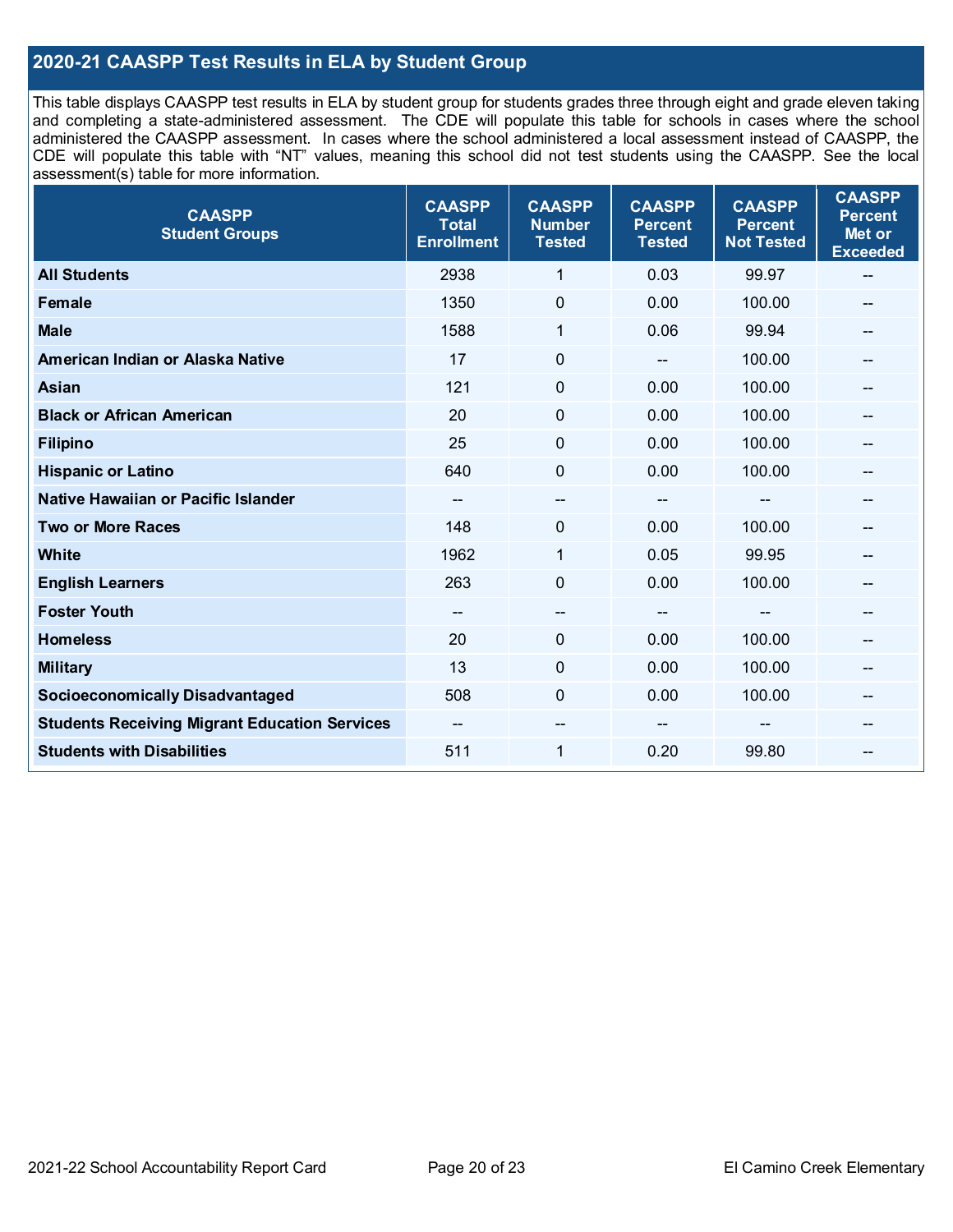## 2020-21 CAASPP Test Results in ELA by Student Group

This table displays CAASPP test results in ELA by student group for students grades three through eight and grade eleven taking and completing a state-administered assessment. The CDE will populate this table for schools in cases where the school administered the CAASPP assessment. In cases where the school administered a local assessment instead of CAASPP, the CDE will populate this table with "NT" values, meaning this school did not test students using the CAASPP. See the local assessment(s) table for more information.

| CAASPP Student Groups | CAASPP Total Enrollment | CAASPP Number Tested | CAASPP Percent Tested | CAASPP Percent Not Tested | CAASPP Percent Met or Exceeded |
|---|---|---|---|---|---|
| **All Students** | 2938 | 1 | 0.03 | 99.97 | -- |
| **Female** | 1350 | 0 | 0.00 | 100.00 | -- |
| **Male** | 1588 | 1 | 0.06 | 99.94 | -- |
| **American Indian or Alaska Native** | 17 | 0 | -- | 100.00 | -- |
| **Asian** | 121 | 0 | 0.00 | 100.00 | -- |
| **Black or African American** | 20 | 0 | 0.00 | 100.00 | -- |
| **Filipino** | 25 | 0 | 0.00 | 100.00 | -- |
| **Hispanic or Latino** | 640 | 0 | 0.00 | 100.00 | -- |
| **Native Hawaiian or Pacific Islander** | -- | -- | -- | -- | -- |
| **Two or More Races** | 148 | 0 | 0.00 | 100.00 | -- |
| **White** | 1962 | 1 | 0.05 | 99.95 | -- |
| **English Learners** | 263 | 0 | 0.00 | 100.00 | -- |
| **Foster Youth** | -- | -- | -- | -- | -- |
| **Homeless** | 20 | 0 | 0.00 | 100.00 | -- |
| **Military** | 13 | 0 | 0.00 | 100.00 | -- |
| **Socioeconomically Disadvantaged** | 508 | 0 | 0.00 | 100.00 | -- |
| **Students Receiving Migrant Education Services** | -- | -- | -- | -- | -- |
| **Students with Disabilities** | 511 | 1 | 0.20 | 99.80 | -- |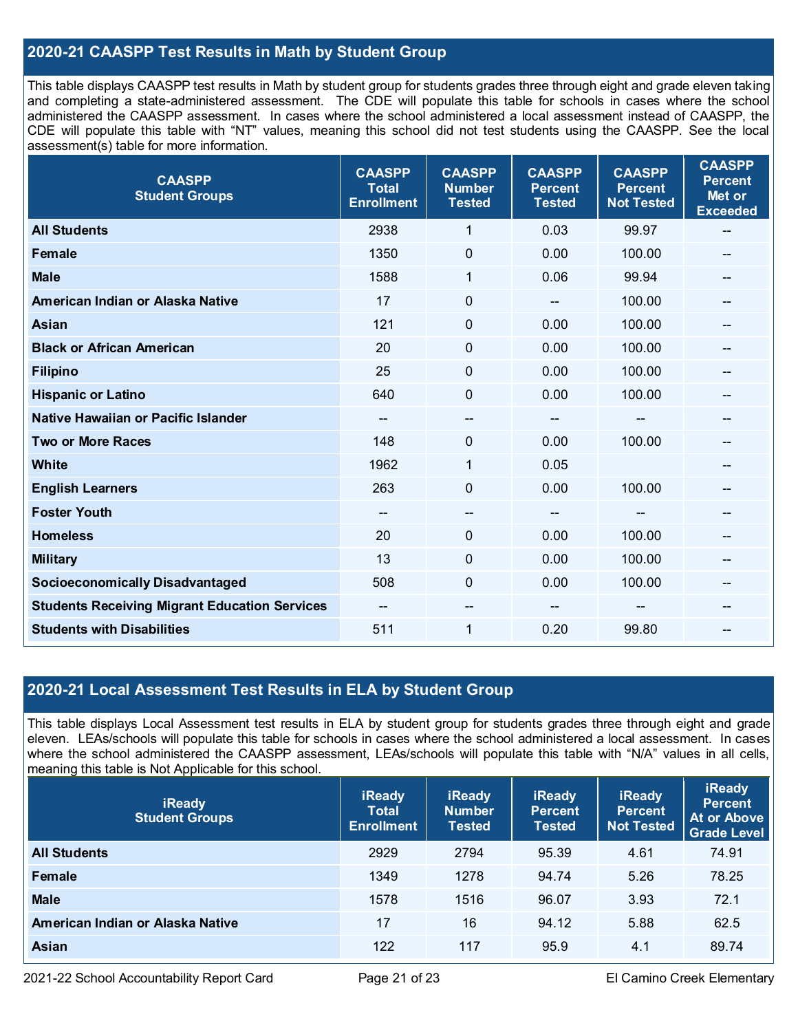## 2020-21 CAASPP Test Results in Math by Student Group

This table displays CAASPP test results in Math by student group for students grades three through eight and grade eleven taking and completing a state-administered assessment. The CDE will populate this table for schools in cases where the school administered the CAASPP assessment. In cases where the school administered a local assessment instead of CAASPP, the CDE will populate this table with "NT" values, meaning this school did not test students using the CAASPP. See the local assessment(s) table for more information.

| CAASPP Student Groups | CAASPP Total Enrollment | CAASPP Number Tested | CAASPP Percent Tested | CAASPP Percent Not Tested | CAASPP Percent Met or Exceeded |
|---|---|---|---|---|---|
| All Students | 2938 | 1 | 0.03 | 99.97 | -- |
| Female | 1350 | 0 | 0.00 | 100.00 | -- |
| Male | 1588 | 1 | 0.06 | 99.94 | -- |
| American Indian or Alaska Native | 17 | 0 | -- | 100.00 | -- |
| Asian | 121 | 0 | 0.00 | 100.00 | -- |
| Black or African American | 20 | 0 | 0.00 | 100.00 | -- |
| Filipino | 25 | 0 | 0.00 | 100.00 | -- |
| Hispanic or Latino | 640 | 0 | 0.00 | 100.00 | -- |
| Native Hawaiian or Pacific Islander | -- | -- | -- | -- | -- |
| Two or More Races | 148 | 0 | 0.00 | 100.00 | -- |
| White | 1962 | 1 | 0.05 | | -- |
| English Learners | 263 | 0 | 0.00 | 100.00 | -- |
| Foster Youth | -- | -- | -- | -- | -- |
| Homeless | 20 | 0 | 0.00 | 100.00 | -- |
| Military | 13 | 0 | 0.00 | 100.00 | -- |
| Socioeconomically Disadvantaged | 508 | 0 | 0.00 | 100.00 | -- |
| Students Receiving Migrant Education Services | -- | -- | -- | -- | -- |
| Students with Disabilities | 511 | 1 | 0.20 | 99.80 | -- |

## 2020-21 Local Assessment Test Results in ELA by Student Group

This table displays Local Assessment test results in ELA by student group for students grades three through eight and grade eleven. LEAs/schools will populate this table for schools in cases where the school administered a local assessment. In cases where the school administered the CAASPP assessment, LEAs/schools will populate this table with "N/A" values in all cells, meaning this table is Not Applicable for this school.

| iReady Student Groups | iReady Total Enrollment | iReady Number Tested | iReady Percent Tested | iReady Percent Not Tested | iReady Percent At or Above Grade Level |
|---|---|---|---|---|---|
| All Students | 2929 | 2794 | 95.39 | 4.61 | 74.91 |
| Female | 1349 | 1278 | 94.74 | 5.26 | 78.25 |
| Male | 1578 | 1516 | 96.07 | 3.93 | 72.1 |
| American Indian or Alaska Native | 17 | 16 | 94.12 | 5.88 | 62.5 |
| Asian | 122 | 117 | 95.9 | 4.1 | 89.74 |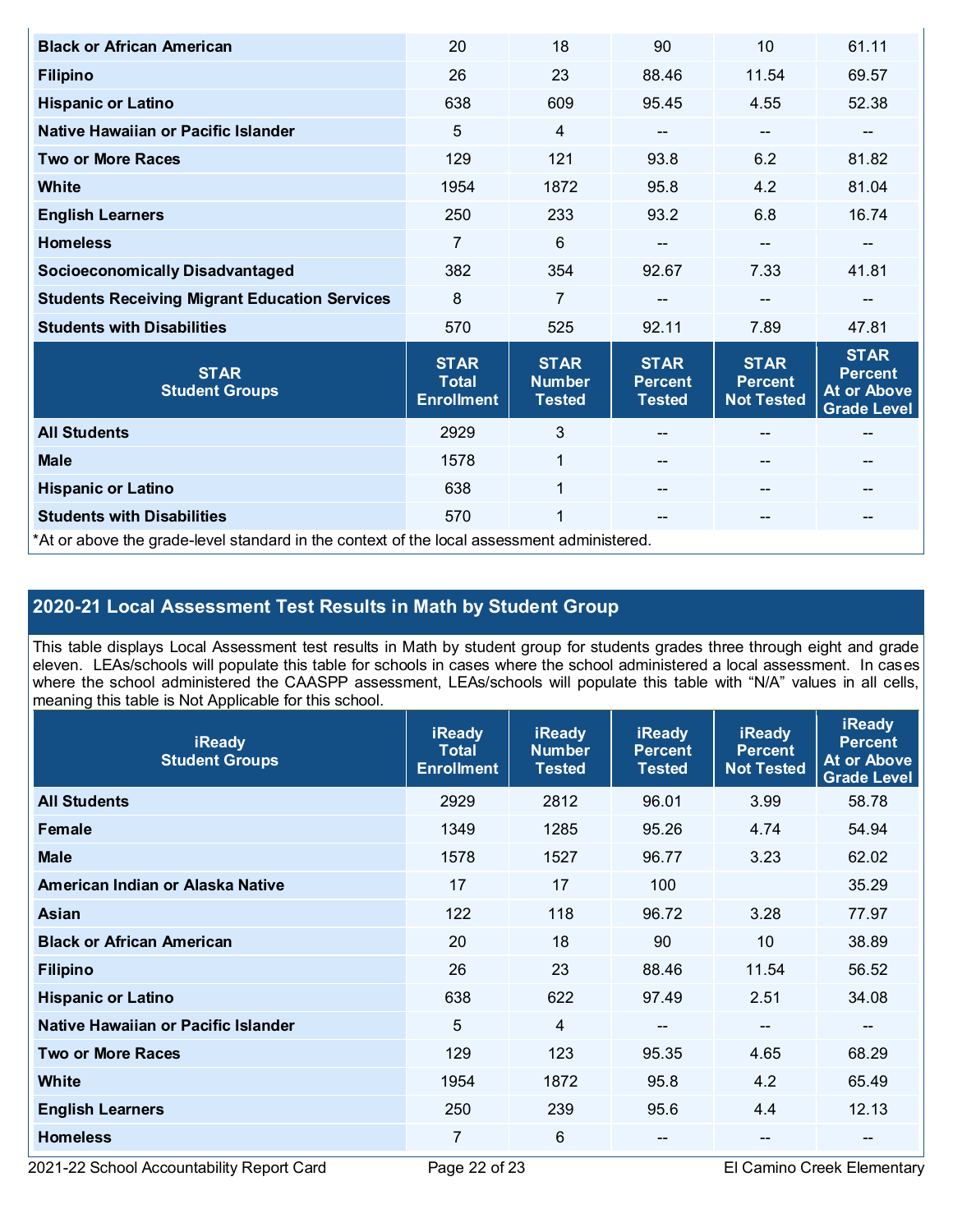| | | | | | |
|---|---|---|---|---|---|
| Black or African American | 20 | 18 | 90 | 10 | 61.11 |
| Filipino | 26 | 23 | 88.46 | 11.54 | 69.57 |
| Hispanic or Latino | 638 | 609 | 95.45 | 4.55 | 52.38 |
| Native Hawaiian or Pacific Islander | 5 | 4 | -- | -- | -- |
| Two or More Races | 129 | 121 | 93.8 | 6.2 | 81.82 |
| White | 1954 | 1872 | 95.8 | 4.2 | 81.04 |
| English Learners | 250 | 233 | 93.2 | 6.8 | 16.74 |
| Homeless | 7 | 6 | -- | -- | -- |
| Socioeconomically Disadvantaged | 382 | 354 | 92.67 | 7.33 | 41.81 |
| Students Receiving Migrant Education Services | 8 | 7 | -- | -- | -- |
| Students with Disabilities | 570 | 525 | 92.11 | 7.89 | 47.81 |

| STAR Student Groups | STAR Total Enrollment | STAR Number Tested | STAR Percent Tested | STAR Percent Not Tested | STAR Percent At or Above Grade Level |
|---|---|---|---|---|---|
| All Students | 2929 | 3 | -- | -- | -- |
| Male | 1578 | 1 | -- | -- | -- |
| Hispanic or Latino | 638 | 1 | -- | -- | -- |
| Students with Disabilities | 570 | 1 | -- | -- | -- |

*At or above the grade-level standard in the context of the local assessment administered.

## 2020-21 Local Assessment Test Results in Math by Student Group

This table displays Local Assessment test results in Math by student group for students grades three through eight and grade eleven. LEAs/schools will populate this table for schools in cases where the school administered a local assessment. In cases where the school administered the CAASPP assessment, LEAs/schools will populate this table with "N/A" values in all cells, meaning this table is Not Applicable for this school.

| iReady Student Groups | iReady Total Enrollment | iReady Number Tested | iReady Percent Tested | iReady Percent Not Tested | iReady Percent At or Above Grade Level |
|---|---|---|---|---|---|
| All Students | 2929 | 2812 | 96.01 | 3.99 | 58.78 |
| Female | 1349 | 1285 | 95.26 | 4.74 | 54.94 |
| Male | 1578 | 1527 | 96.77 | 3.23 | 62.02 |
| American Indian or Alaska Native | 17 | 17 | 100 | | 35.29 |
| Asian | 122 | 118 | 96.72 | 3.28 | 77.97 |
| Black or African American | 20 | 18 | 90 | 10 | 38.89 |
| Filipino | 26 | 23 | 88.46 | 11.54 | 56.52 |
| Hispanic or Latino | 638 | 622 | 97.49 | 2.51 | 34.08 |
| Native Hawaiian or Pacific Islander | 5 | 4 | -- | -- | -- |
| Two or More Races | 129 | 123 | 95.35 | 4.65 | 68.29 |
| White | 1954 | 1872 | 95.8 | 4.2 | 65.49 |
| English Learners | 250 | 239 | 95.6 | 4.4 | 12.13 |
| Homeless | 7 | 6 | -- | -- | -- |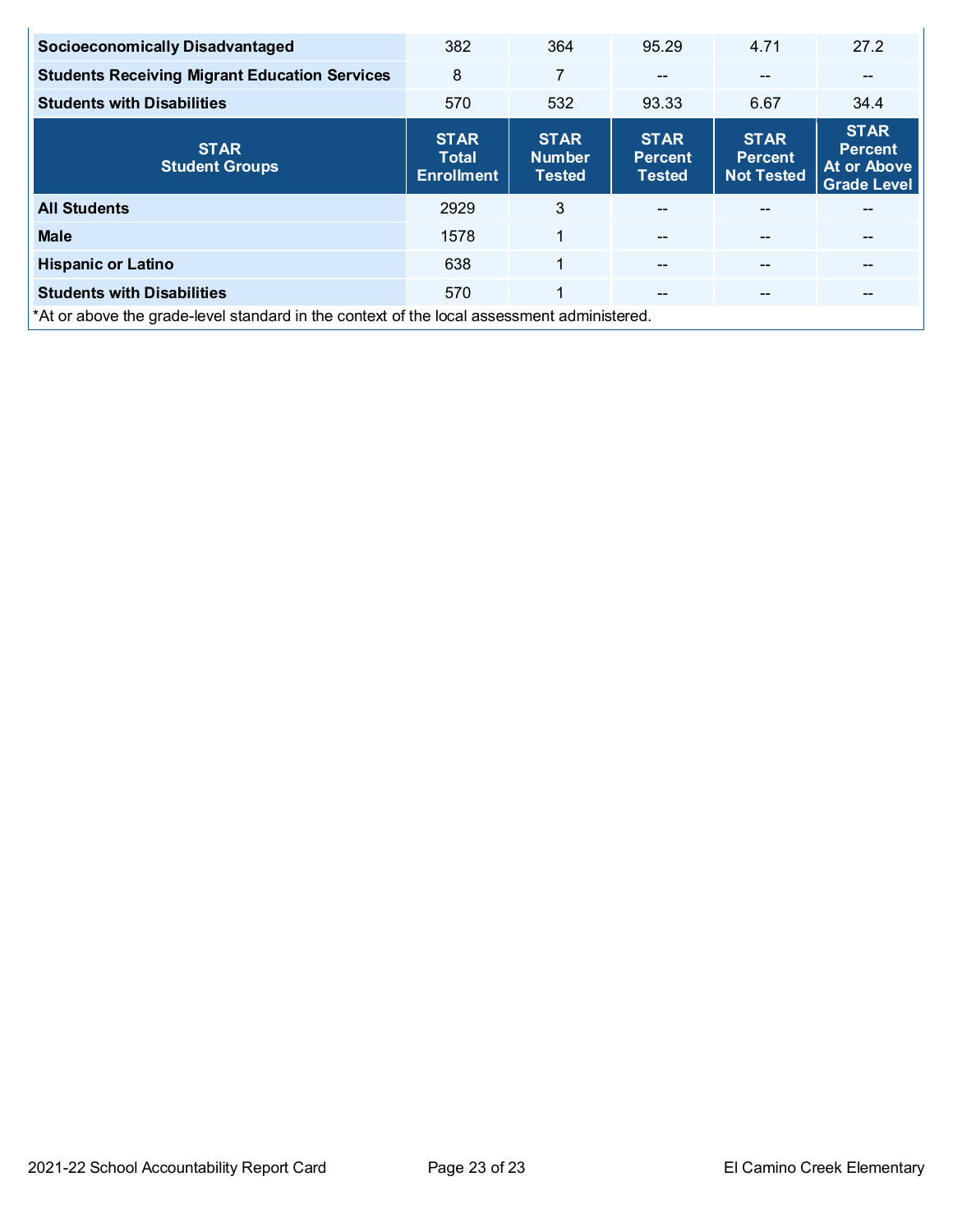| | | | | | |
|---|---|---|---|---|---|
| **Socioeconomically Disadvantaged** | 382 | 364 | 95.29 | 4.71 | 27.2 |
| **Students Receiving Migrant Education Services** | 8 | 7 | -- | -- | -- |
| **Students with Disabilities** | 570 | 532 | 93.33 | 6.67 | 34.4 |

| STAR Student Groups | STAR Total Enrollment | STAR Number Tested | STAR Percent Tested | STAR Percent Not Tested | STAR Percent At or Above Grade Level |
|---|---|---|---|---|---|
| **All Students** | 2929 | 3 | -- | -- | -- |
| **Male** | 1578 | 1 | -- | -- | -- |
| **Hispanic or Latino** | 638 | 1 | -- | -- | -- |
| **Students with Disabilities** | 570 | 1 | -- | -- | -- |

*At or above the grade-level standard in the context of the local assessment administered.